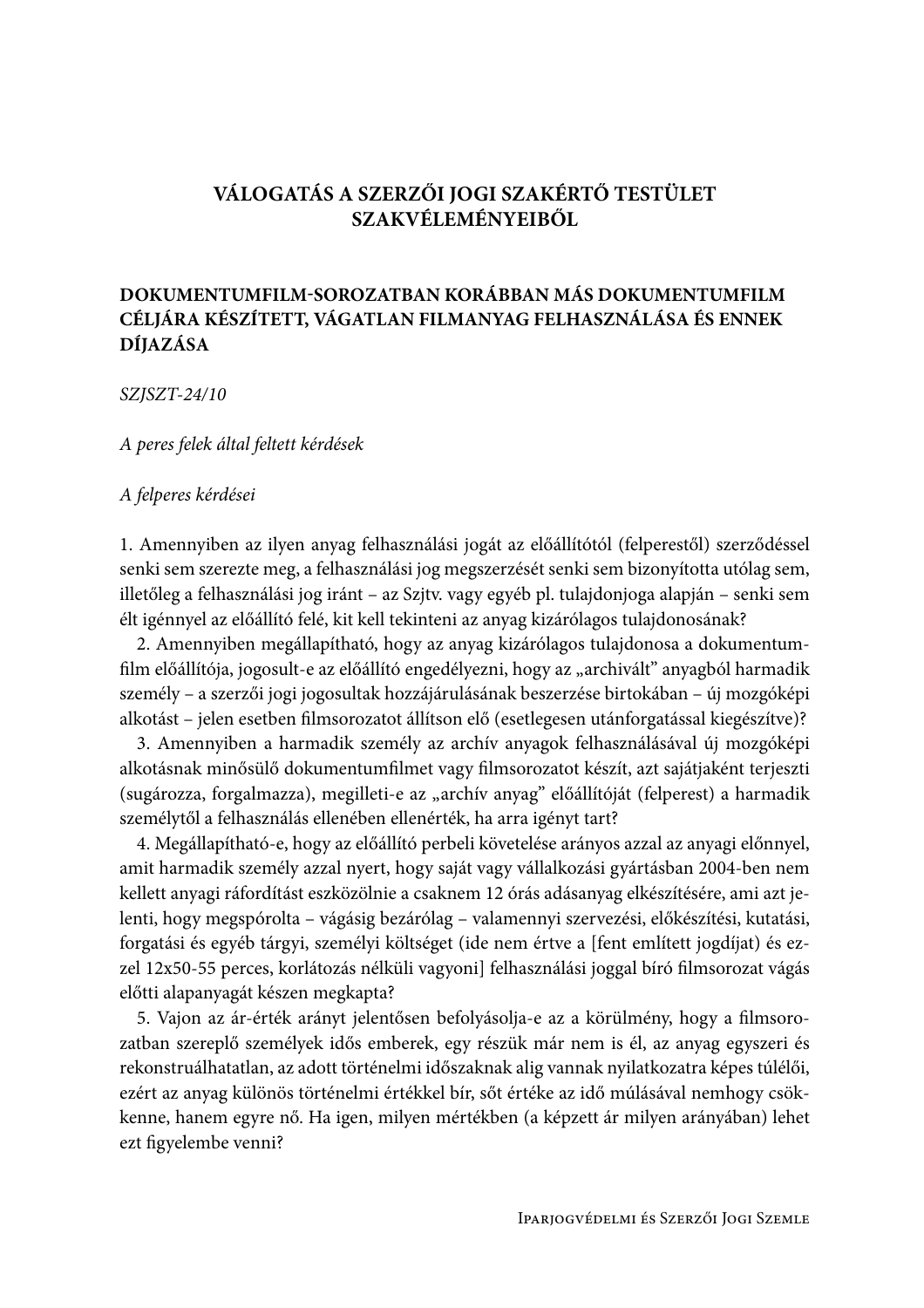# VÁLOGATÁS A SZERZŐI JOGI SZAKÉRTŐ TESTÜLET SZAKVÉLEMÉNYEIBŐL

## DOKUMENTUMFILM-SOROZATBAN KORÁBBAN MÁS DOKUMENTUMFILM CÉLJÁRA KÉSZÍTETT, VÁGATLAN FILMANYAG FELHASZNÁLÁSA ÉS ENNEK DÍJAZÁSA

*SZJSZT-24/10*

*A peres felek által feltett kérdések*

*A felperes kérdései*

1. Amennyiben az ilyen anyag felhasználási jogát az előállítótól (felperestől) szerződéssel senki sem szerezte meg, a felhasználási jog megszerzését senki sem bizonyította utólag sem, illetőleg a felhasználási jog iránt – az Szjtv. vagy egyéb pl. tulajdonjoga alapján – senki sem élt igénnyel az előállító felé, kit kell tekinteni az anyag kizárólagos tulajdonosának?

2. Amennyiben megállapítható, hogy az anyag kizárólagos tulajdonosa a dokumentumfilm előállítója, jogosult-e az előállító engedélyezni, hogy az „archivált" anyagból harmadik személy – a szerzői jogi jogosultak hozzájárulásának beszerzése birtokában – új mozgóképi alkotást – jelen esetben filmsorozatot állítson elő (esetlegesen utánforgatással kiegészítve)?

3. Amennyiben a harmadik személy az archív anyagok felhasználásával új mozgóképi alkotásnak minősülő dokumentumfilmet vagy filmsorozatot készít, azt sajátjaként terjeszti (sugározza, forgalmazza), megilleti-e az „archív anyag" előállítóját (felperest) a harmadik személytől a felhasználás ellenében ellenérték, ha arra igényt tart?

4. Megállapítható-e, hogy az előállító perbeli követelése arányos azzal az anyagi előnnyel, amit harmadik személy azzal nyert, hogy saját vagy vállalkozási gyártásban 2004-ben nem kellett anyagi ráfordítást eszközölnie a csaknem 12 órás adásanyag elkészítésére, ami azt jelenti, hogy megspórolta – vágásig bezárólag – valamennyi szervezési, előkészítési, kutatási, forgatási és egyéb tárgyi, személyi költséget (ide nem értve a [fent említett jogdíjat) és ezzel 12x50-55 perces, korlátozás nélküli vagyoni] felhasználási joggal bíró filmsorozat vágás előtti alapanyagát készen megkapta?

5. Vajon az ár-érték arányt jelentősen befolyásolja-e az a körülmény, hogy a filmsorozatban szereplő személyek idős emberek, egy részük már nem is él, az anyag egyszeri és rekonstruálhatatlan, az adott történelmi időszaknak alig vannak nyilatkozatra képes túlélői, ezért az anyag különös történelmi értékkel bír, sőt értéke az idő múlásával nemhogy csökkenne, hanem egyre nő. Ha igen, milyen mértékben (a képzett ár milyen arányában) lehet ezt figyelembe venni?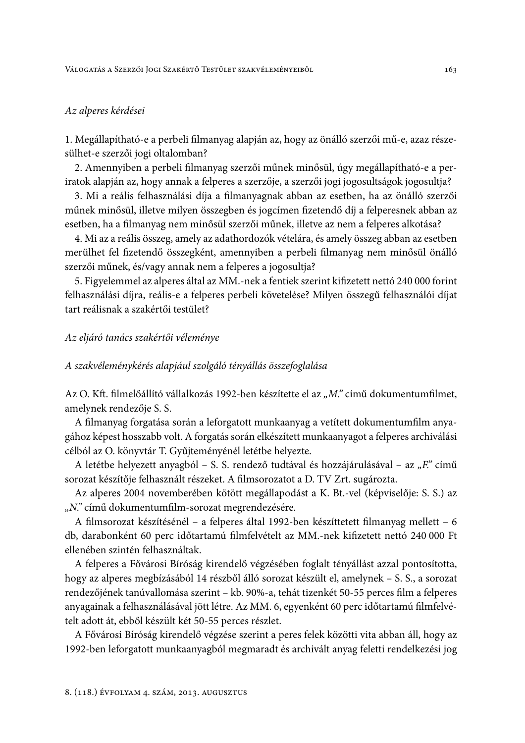*Az alperes kérdései*

1. Megállapítható-e a perbeli filmanyag alapján az, hogy az önálló szerzői mű-e, azaz részesülhet-e szerzői jogi oltalomban?

2. Amennyiben a perbeli filmanyag szerzői műnek minősül, úgy megállapítható-e a periratok alapján az, hogy annak a felperes a szerzője, a szerzői jogi jogosultságok jogosultja?

3. Mi a reális felhasználási díja a filmanyagnak abban az esetben, ha az önálló szerzői műnek minősül, illetve milyen összegben és jogcímen fizetendő díj a felperesnek abban az esetben, ha a filmanyag nem minősül szerzői műnek, illetve az nem a felperes alkotása?

4. Mi az a reális összeg, amely az adathordozók vételára, és amely összeg abban az esetben merülhet fel fizetendő összegként, amennyiben a perbeli filmanyag nem minősül önálló szerzői műnek, és/vagy annak nem a felperes a jogosultja?

5. Figyelemmel az alperes által az MM.-nek a fentiek szerint kifizetett nettó 240 000 forint felhasználási díjra, reális-e a felperes perbeli követelése? Milyen összegű felhasználói díjat tart reálisnak a szakértői testület?

*Az eljáró tanács szakértői véleménye*

*A szakvéleménykérés alapjául szolgáló tényállás összefoglalása*

Az O. Kft. filmelőállító vállalkozás 1992-ben készítette el az „*M.*" című dokumentumfilmet, amelynek rendezője S. S.

A filmanyag forgatása során a leforgatott munkaanyag a vetített dokumentumfilm anyagához képest hosszabb volt. A forgatás során elkészített munkaanyagot a felperes archiválási célból az O. könyvtár T. Gyűjteményénél letétbe helyezte.

A letétbe helyezett anyagból – S. S. rendező tudtával és hozzájárulásával – az „*F.*" című sorozat készítője felhasznált részeket. A filmsorozatot a D. TV Zrt. sugározta.

Az alperes 2004 novemberében kötött megállapodást a K. Bt.-vel (képviselője: S. S.) az „*N.*" című dokumentumfilm-sorozat megrendezésére.

A filmsorozat készítésénél – a felperes által 1992-ben készíttetett filmanyag mellett – 6 db, darabonként 60 perc időtartamú filmfelvételt az MM.-nek kifizetett nettó 240 000 Ft ellenében szintén felhasználtak.

A felperes a Fővárosi Bíróság kirendelő végzésében foglalt tényállást azzal pontosította, hogy az alperes megbízásából 14 részből álló sorozat készült el, amelynek – S. S., a sorozat rendezőjének tanúvallomása szerint – kb. 90%-a, tehát tizenkét 50-55 perces film a felperes anyagainak a felhasználásával jött létre. Az MM. 6, egyenként 60 perc időtartamú filmfelvételt adott át, ebből készült két 50-55 perces részlet.

A Fővárosi Bíróság kirendelő végzése szerint a peres felek közötti vita abban áll, hogy az 1992-ben leforgatott munkaanyagból megmaradt és archivált anyag feletti rendelkezési jog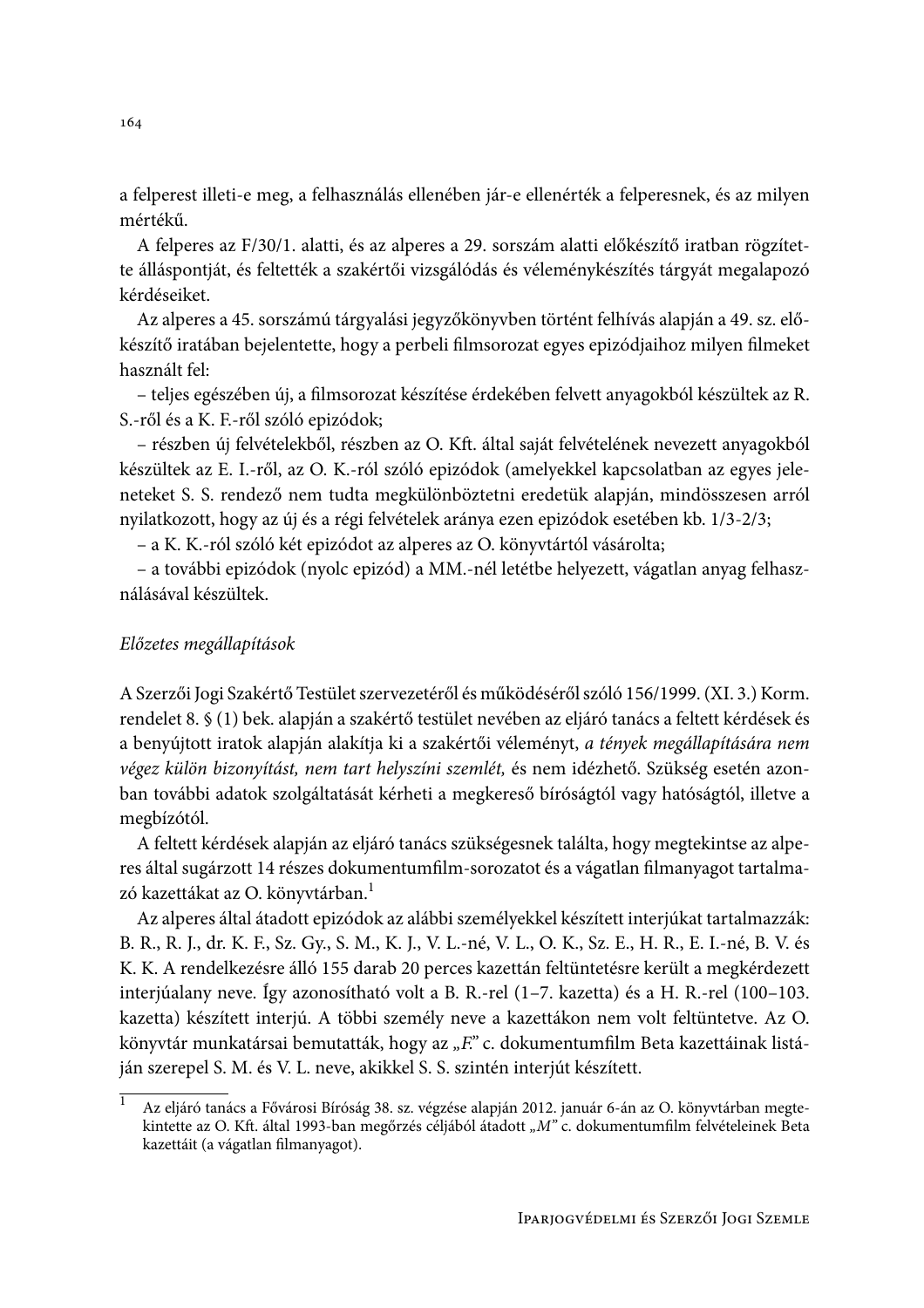a felperest illeti-e meg, a felhasználás ellenében jár-e ellenérték a felperesnek, és az milyen mértékű.

A felperes az F/30/1. alatti, és az alperes a 29. sorszám alatti előkészítő iratban rögzítette álláspontját, és feltették a szakértői vizsgálódás és véleménykészítés tárgyát megalapozó kérdéseiket.

Az alperes a 45. sorszámú tárgyalási jegyzőkönyvben történt felhívás alapján a 49. sz. előkészítő iratában bejelentette, hogy a perbeli filmsorozat egyes epizódjaihoz milyen filmeket használt fel:

– teljes egészében új, a filmsorozat készítése érdekében felvett anyagokból készültek az R. S.-ről és a K. F.-ről szóló epizódok;

– részben új felvételekből, részben az O. Kft. által saját felvételének nevezett anyagokból készültek az E. I.-ről, az O. K.-ról szóló epizódok (amelyekkel kapcsolatban az egyes jeleneteket S. S. rendező nem tudta megkülönböztetni eredetük alapján, mindösszesen arról nyilatkozott, hogy az új és a régi felvételek aránya ezen epizódok esetében kb. 1/3-2/3;

– a K. K.-ról szóló két epizódot az alperes az O. könyvtártól vásárolta;

– a további epizódok (nyolc epizód) a MM.-nél letétbe helyezett, vágatlan anyag felhasználásával készültek.

*Előzetes megállapítások*

A Szerzői Jogi Szakértő Testület szervezetéről és működéséről szóló 156/1999. (XI. 3.) Korm. rendelet 8. § (1) bek. alapján a szakértő testület nevében az eljáró tanács a feltett kérdések és a benyújtott iratok alapján alakítja ki a szakértői véleményt, *a tények megállapítására nem végez külön bizonyítást, nem tart helyszíni szemlét,* és nem idézhető. Szükség esetén azonban további adatok szolgáltatását kérheti a megkereső bíróságtól vagy hatóságtól, illetve a megbízótól.

A feltett kérdések alapján az eljáró tanács szükségesnek találta, hogy megtekintse az alperes által sugárzott 14 részes dokumentumfilm-sorozatot és a vágatlan filmanyagot tartalmazó kazettákat az O. könyvtárban.[1]

Az alperes által átadott epizódok az alábbi személyekkel készített interjúkat tartalmazzák: B. R., R. J., dr. K. F., Sz. Gy., S. M., K. J., V. L.-né, V. L., O. K., Sz. E., H. R., E. I.-né, B. V. és K. K. A rendelkezésre álló 155 darab 20 perces kazettán feltüntetésre került a megkérdezett interjúalany neve. Így azonosítható volt a B. R.-rel (1–7. kazetta) és a H. R.-rel (100–103. kazetta) készített interjú. A többi személy neve a kazettákon nem volt feltüntetve. Az O. könyvtár munkatársai bemutatták, hogy az „*F.*" c. dokumentumfilm Beta kazettáinak listáján szerepel S. M. és V. L. neve, akikkel S. S. szintén interjút készített.

[1] Az eljáró tanács a Fővárosi Bíróság 38. sz. végzése alapján 2012. január 6-án az O. könyvtárban megtekintette az O. Kft. által 1993-ban megőrzés céljából átadott „*M*" c. dokumentumfilm felvételeinek Beta kazettáit (a vágatlan filmanyagot).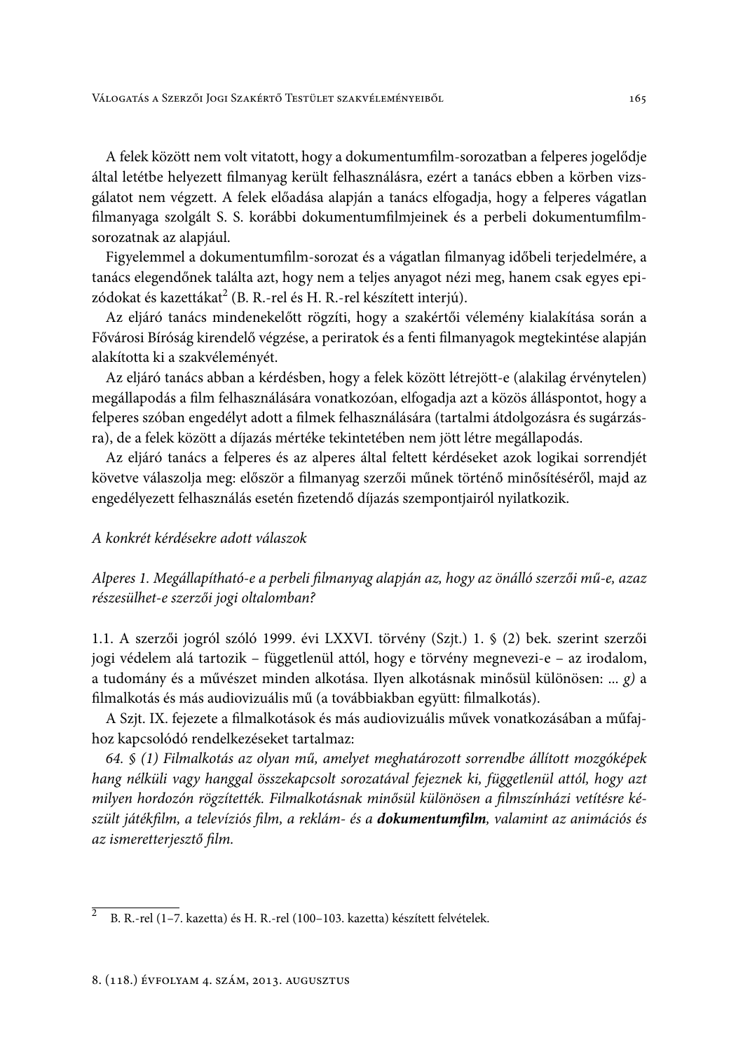A felek között nem volt vitatott, hogy a dokumentumfilm-sorozatban a felperes jogelődje által letétbe helyezett filmanyag került felhasználásra, ezért a tanács ebben a körben vizsgálatot nem végzett. A felek előadása alapján a tanács elfogadja, hogy a felperes vágatlan filmanyaga szolgált S. S. korábbi dokumentumfilmjeinek és a perbeli dokumentumfilm-sorozatnak az alapjául.

Figyelemmel a dokumentumfilm-sorozat és a vágatlan filmanyag időbeli terjedelmére, a tanács elegendőnek találta azt, hogy nem a teljes anyagot nézi meg, hanem csak egyes epizódokat és kazettákat[2] (B. R.-rel és H. R.-rel készített interjú).

Az eljáró tanács mindenekelőtt rögzíti, hogy a szakértői vélemény kialakítása során a Fővárosi Bíróság kirendelő végzése, a periratok és a fenti filmanyagok megtekintése alapján alakította ki a szakvéleményét.

Az eljáró tanács abban a kérdésben, hogy a felek között létrejött-e (alakilag érvénytelen) megállapodás a film felhasználására vonatkozóan, elfogadja azt a közös álláspontot, hogy a felperes szóban engedélyt adott a filmek felhasználására (tartalmi átdolgozásra és sugárzásra), de a felek között a díjazás mértéke tekintetében nem jött létre megállapodás.

Az eljáró tanács a felperes és az alperes által feltett kérdéseket azok logikai sorrendjét követve válaszolja meg: először a filmanyag szerzői műnek történő minősítéséről, majd az engedélyezett felhasználás esetén fizetendő díjazás szempontjairól nyilatkozik.

*A konkrét kérdésekre adott válaszok*

*Alperes 1. Megállapítható-e a perbeli filmanyag alapján az, hogy az önálló szerzői mű-e, azaz részesülhet-e szerzői jogi oltalomban?*

1.1. A szerzői jogról szóló 1999. évi LXXVI. törvény (Szjt.) 1. § (2) bek. szerint szerzői jogi védelem alá tartozik – függetlenül attól, hogy e törvény megnevezi-e – az irodalom, a tudomány és a művészet minden alkotása. Ilyen alkotásnak minősül különösen: ... *g)* a filmalkotás és más audiovizuális mű (a továbbiakban együtt: filmalkotás).

A Szjt. IX. fejezete a filmalkotások és más audiovizuális művek vonatkozásában a műfajhoz kapcsolódó rendelkezéseket tartalmaz:

*64. § (1) Filmalkotás az olyan mű, amelyet meghatározott sorrendbe állított mozgóképek hang nélküli vagy hanggal összekapcsolt sorozatával fejeznek ki, függetlenül attól, hogy azt milyen hordozón rögzítették. Filmalkotásnak minősül különösen a filmszínházi vetítésre készült játékfilm, a televíziós film, a reklám- és a* ***dokumentumfilm****, valamint az animációs és az ismeretterjesztő film.*

[2] B. R.-rel (1–7. kazetta) és H. R.-rel (100–103. kazetta) készített felvételek.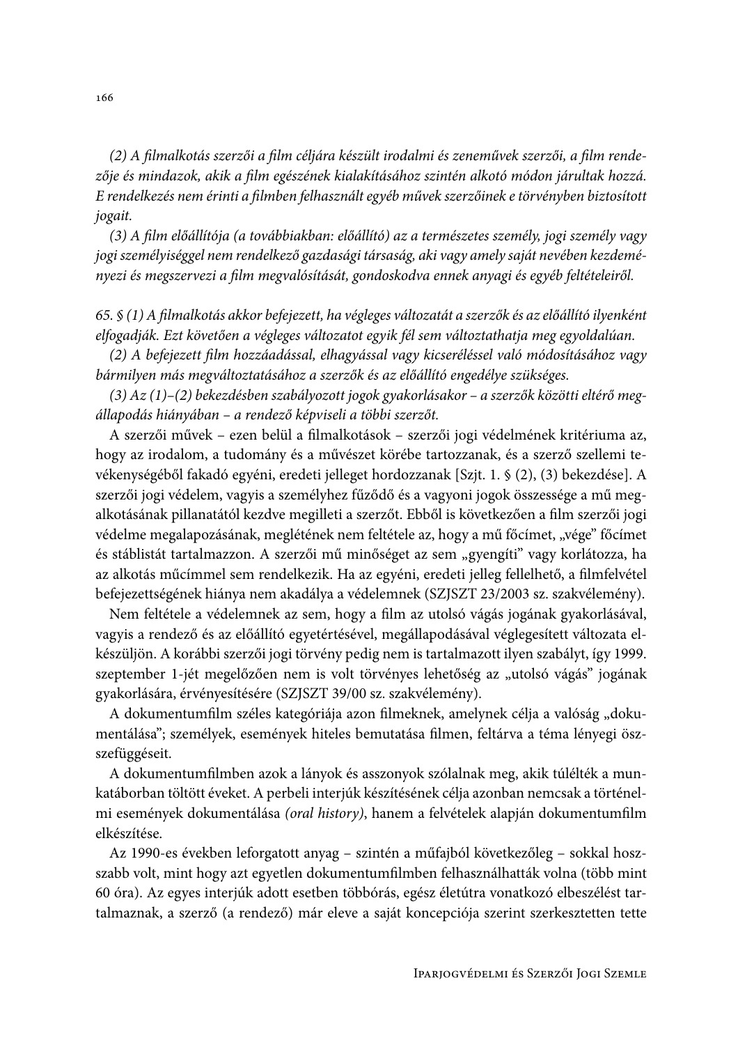*(2) A filmalkotás szerzői a film céljára készült irodalmi és zeneművek szerzői, a film rendezője és mindazok, akik a film egészének kialakításához szintén alkotó módon járultak hozzá. E rendelkezés nem érinti a filmben felhasznált egyéb művek szerzőinek e törvényben biztosított jogait.*

*(3) A film előállítója (a továbbiakban: előállító) az a természetes személy, jogi személy vagy jogi személyiséggel nem rendelkező gazdasági társaság, aki vagy amely saját nevében kezdeményezi és megszervezi a film megvalósítását, gondoskodva ennek anyagi és egyéb feltételeiről.*

*65. § (1) A filmalkotás akkor befejezett, ha végleges változatát a szerzők és az előállító ilyenként elfogadják. Ezt követően a végleges változatot egyik fél sem változtathatja meg egyoldalúan.*

*(2) A befejezett film hozzáadással, elhagyással vagy kicseréléssel való módosításához vagy bármilyen más megváltoztatásához a szerzők és az előállító engedélye szükséges.*

*(3) Az (1)–(2) bekezdésben szabályozott jogok gyakorlásakor – a szerzők közötti eltérő megállapodás hiányában – a rendező képviseli a többi szerzőt.*

A szerzői művek – ezen belül a filmalkotások – szerzői jogi védelmének kritériuma az, hogy az irodalom, a tudomány és a művészet körébe tartozzanak, és a szerző szellemi tevékenységéből fakadó egyéni, eredeti jelleget hordozzanak [Szjt. 1. § (2), (3) bekezdése]. A szerzői jogi védelem, vagyis a személyhez fűződő és a vagyoni jogok összessége a mű megalkotásának pillanatától kezdve megilleti a szerzőt. Ebből is következően a film szerzői jogi védelme megalapozásának, meglétének nem feltétele az, hogy a mű főcímet, „vége" főcímet és stáblistát tartalmazzon. A szerzői mű minőséget az sem „gyengíti" vagy korlátozza, ha az alkotás műcímmel sem rendelkezik. Ha az egyéni, eredeti jelleg fellelhető, a filmfelvétel befejezettségének hiánya nem akadálya a védelemnek (SZJSZT 23/2003 sz. szakvélemény).

Nem feltétele a védelemnek az sem, hogy a film az utolsó vágás jogának gyakorlásával, vagyis a rendező és az előállító egyetértésével, megállapodásával véglegesített változata elkészüljön. A korábbi szerzői jogi törvény pedig nem is tartalmazott ilyen szabályt, így 1999. szeptember 1-jét megelőzően nem is volt törvényes lehetőség az „utolsó vágás" jogának gyakorlására, érvényesítésére (SZJSZT 39/00 sz. szakvélemény).

A dokumentumfilm széles kategóriája azon filmeknek, amelynek célja a valóság „dokumentálása"; személyek, események hiteles bemutatása filmen, feltárva a téma lényegi összefüggéseit.

A dokumentumfilmben azok a lányok és asszonyok szólalnak meg, akik túlélték a munkatáborban töltött éveket. A perbeli interjúk készítésének célja azonban nemcsak a történelmi események dokumentálása *(oral history)*, hanem a felvételek alapján dokumentumfilm elkészítése.

Az 1990-es években leforgatott anyag – szintén a műfajból következőleg – sokkal hosszabb volt, mint hogy azt egyetlen dokumentumfilmben felhasználhatták volna (több mint 60 óra). Az egyes interjúk adott esetben többórás, egész életútra vonatkozó elbeszélést tartalmaznak, a szerző (a rendező) már eleve a saját koncepciója szerint szerkesztetten tette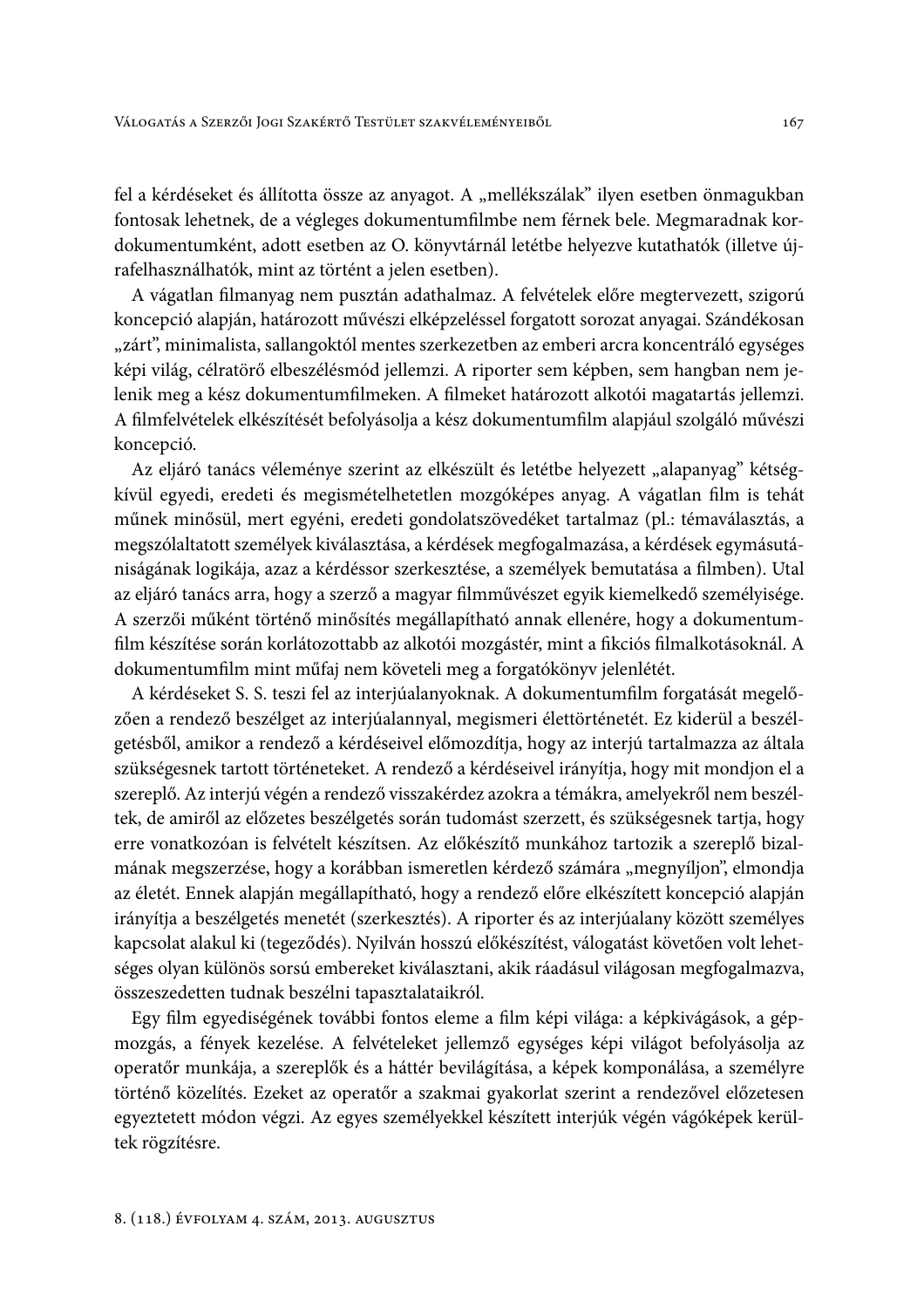fel a kérdéseket és állította össze az anyagot. A „mellékszálak" ilyen esetben önmagukban fontosak lehetnek, de a végleges dokumentumfilmbe nem férnek bele. Megmaradnak kordokumentumként, adott esetben az O. könyvtárnál letétbe helyezve kutathatók (illetve újrafelhasználhatók, mint az történt a jelen esetben).

A vágatlan filmanyag nem pusztán adathalmaz. A felvételek előre megtervezett, szigorú koncepció alapján, határozott művészi elképzeléssel forgatott sorozat anyagai. Szándékosan „zárt", minimalista, sallangoktól mentes szerkezetben az emberi arcra koncentráló egységes képi világ, célratörő elbeszélésmód jellemzi. A riporter sem képben, sem hangban nem jelenik meg a kész dokumentumfilmeken. A filmeket határozott alkotói magatartás jellemzi. A filmfelvételek elkészítését befolyásolja a kész dokumentumfilm alapjául szolgáló művészi koncepció.

Az eljáró tanács véleménye szerint az elkészült és letétbe helyezett „alapanyag" kétségkívül egyedi, eredeti és megismételhetetlen mozgóképes anyag. A vágatlan film is tehát műnek minősül, mert egyéni, eredeti gondolatszövedéket tartalmaz (pl.: témaválasztás, a megszólaltatott személyek kiválasztása, a kérdések megfogalmazása, a kérdések egymásutániságának logikája, azaz a kérdéssor szerkesztése, a személyek bemutatása a filmben). Utal az eljáró tanács arra, hogy a szerző a magyar filmművészet egyik kiemelkedő személyisége. A szerzői műként történő minősítés megállapítható annak ellenére, hogy a dokumentumfilm készítése során korlátozottabb az alkotói mozgástér, mint a fikciós filmalkotásoknál. A dokumentumfilm mint műfaj nem követeli meg a forgatókönyv jelenlétét.

A kérdéseket S. S. teszi fel az interjúalanyoknak. A dokumentumfilm forgatását megelőzően a rendező beszélget az interjúalannyal, megismeri élettörténetét. Ez kiderül a beszélgetésből, amikor a rendező a kérdéseivel előmozdítja, hogy az interjú tartalmazza az általa szükségesnek tartott történeteket. A rendező a kérdéseivel irányítja, hogy mit mondjon el a szereplő. Az interjú végén a rendező visszakérdez azokra a témákra, amelyekről nem beszéltek, de amiről az előzetes beszélgetés során tudomást szerzett, és szükségesnek tartja, hogy erre vonatkozóan is felvételt készítsen. Az előkészítő munkához tartozik a szereplő bizalmának megszerzése, hogy a korábban ismeretlen kérdező számára „megnyíljon", elmondja az életét. Ennek alapján megállapítható, hogy a rendező előre elkészített koncepció alapján irányítja a beszélgetés menetét (szerkesztés). A riporter és az interjúalany között személyes kapcsolat alakul ki (tegeződés). Nyilván hosszú előkészítést, válogatást követően volt lehetséges olyan különös sorsú embereket kiválasztani, akik ráadásul világosan megfogalmazva, összeszedetten tudnak beszélni tapasztalataikról.

Egy film egyediségének további fontos eleme a film képi világa: a képkivágások, a gépmozgás, a fények kezelése. A felvételeket jellemző egységes képi világot befolyásolja az operatőr munkája, a szereplők és a háttér bevilágítása, a képek komponálása, a személyre történő közelítés. Ezeket az operatőr a szakmai gyakorlat szerint a rendezővel előzetesen egyeztetett módon végzi. Az egyes személyekkel készített interjúk végén vágóképek kerültek rögzítésre.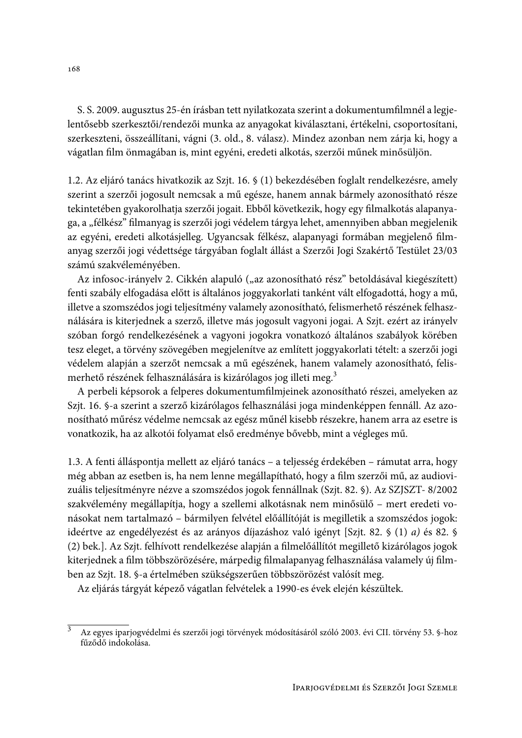S. S. 2009. augusztus 25-én írásban tett nyilatkozata szerint a dokumentumfilmnél a legjelentősebb szerkesztői/rendezői munka az anyagokat kiválasztani, értékelni, csoportosítani, szerkeszteni, összeállítani, vágni (3. old., 8. válasz). Mindez azonban nem zárja ki, hogy a vágatlan film önmagában is, mint egyéni, eredeti alkotás, szerzői műnek minősüljön.

1.2. Az eljáró tanács hivatkozik az Szjt. 16. § (1) bekezdésében foglalt rendelkezésre, amely szerint a szerzői jogosult nemcsak a mű egésze, hanem annak bármely azonosítható része tekintetében gyakorolhatja szerzői jogait. Ebből következik, hogy egy filmalkotás alapanyaga, a „félkész" filmanyag is szerzői jogi védelem tárgya lehet, amennyiben abban megjelenik az egyéni, eredeti alkotásjelleg. Ugyancsak félkész, alapanyagi formában megjelenő filmanyag szerzői jogi védettsége tárgyában foglalt állást a Szerzői Jogi Szakértő Testület 23/03 számú szakvéleményében.

Az infosoc-irányelv 2. Cikkén alapuló („az azonosítható rész" betoldásával kiegészített) fenti szabály elfogadása előtt is általános joggyakorlati tanként vált elfogadottá, hogy a mű, illetve a szomszédos jogi teljesítmény valamely azonosítható, felismerhető részének felhasználására is kiterjednek a szerző, illetve más jogosult vagyoni jogai. A Szjt. ezért az irányelv szóban forgó rendelkezésének a vagyoni jogokra vonatkozó általános szabályok körében tesz eleget, a törvény szövegében megjelenítve az említett joggyakorlati tételt: a szerzői jogi védelem alapján a szerzőt nemcsak a mű egészének, hanem valamely azonosítható, felismerhető részének felhasználására is kizárólagos jog illeti meg.[3]

A perbeli képsorok a felperes dokumentumfilmjeinek azonosítható részei, amelyeken az Szjt. 16. §-a szerint a szerző kizárólagos felhasználási joga mindenképpen fennáll. Az azonosítható műrész védelme nemcsak az egész műnél kisebb részekre, hanem arra az esetre is vonatkozik, ha az alkotói folyamat első eredménye bővebb, mint a végleges mű.

1.3. A fenti álláspontja mellett az eljáró tanács – a teljesség érdekében – rámutat arra, hogy még abban az esetben is, ha nem lenne megállapítható, hogy a film szerzői mű, az audiovizuális teljesítményre nézve a szomszédos jogok fennállnak (Szjt. 82. §). Az SZJSZT- 8/2002 szakvélemény megállapítja, hogy a szellemi alkotásnak nem minősülő – mert eredeti vonásokat nem tartalmazó – bármilyen felvétel előállítóját is megilletik a szomszédos jogok: ideértve az engedélyezést és az arányos díjazáshoz való igényt [Szjt. 82. § (1) *a)* és 82. § (2) bek.]. Az Szjt. felhívott rendelkezése alapján a filmelőállítót megillető kizárólagos jogok kiterjednek a film többszörözésére, márpedig filmalapanyag felhasználása valamely új filmben az Szjt. 18. §-a értelmében szükségszerűen többszörözést valósít meg.

Az eljárás tárgyát képező vágatlan felvételek a 1990-es évek elején készültek.

---

[3] Az egyes iparjogvédelmi és szerzői jogi törvények módosításáról szóló 2003. évi CII. törvény 53. §-hoz fűződő indokolása.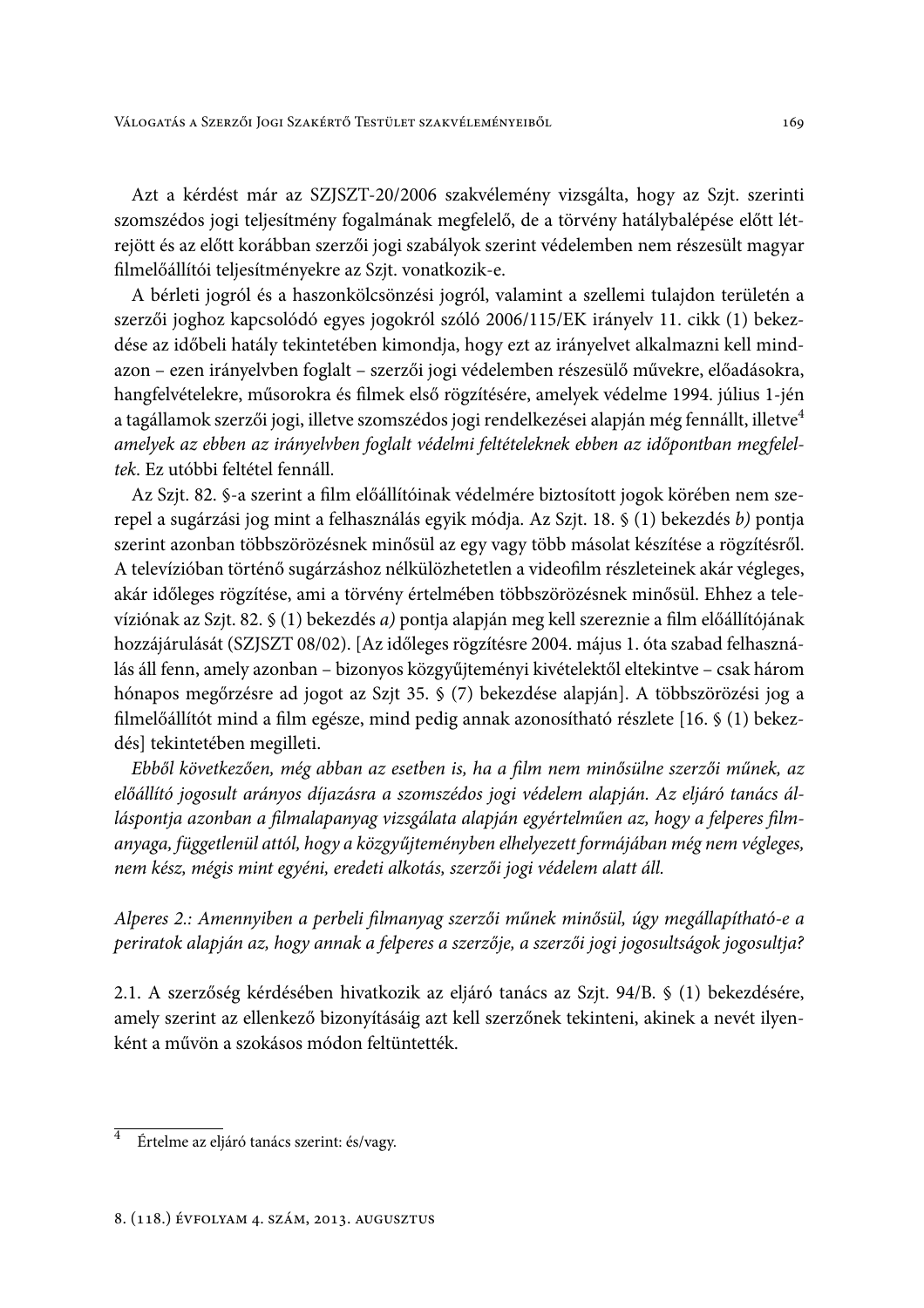Azt a kérdést már az SZJSZT-20/2006 szakvélemény vizsgálta, hogy az Szjt. szerinti szomszédos jogi teljesítmény fogalmának megfelelő, de a törvény hatálybalépése előtt létrejött és az előtt korábban szerzői jogi szabályok szerint védelemben nem részesült magyar filmelőállítói teljesítményekre az Szjt. vonatkozik-e.

A bérleti jogról és a haszonkölcsönzési jogról, valamint a szellemi tulajdon területén a szerzői joghoz kapcsolódó egyes jogokról szóló 2006/115/EK irányelv 11. cikk (1) bekezdése az időbeli hatály tekintetében kimondja, hogy ezt az irányelvet alkalmazni kell mindazon – ezen irányelvben foglalt – szerzői jogi védelemben részesülő művekre, előadásokra, hangfelvételekre, műsorokra és filmek első rögzítésére, amelyek védelme 1994. július 1-jén a tagállamok szerzői jogi, illetve szomszédos jogi rendelkezései alapján még fennállt, illetve[4] *amelyek az ebben az irányelvben foglalt védelmi feltételeknek ebben az időpontban megfelelтek*. Ez utóbbi feltétel fennáll.

Az Szjt. 82. §-a szerint a film előállítóinak védelmére biztosított jogok körében nem szerepel a sugárzási jog mint a felhasználás egyik módja. Az Szjt. 18. § (1) bekezdés *b)* pontja szerint azonban többszörözésnek minősül az egy vagy több másolat készítése a rögzítésről. A televízióban történő sugárzáshoz nélkülözhetetlen a videofilm részleteinek akár végleges, akár időleges rögzítése, ami a törvény értelmében többszörözésnek minősül. Ehhez a televíziónak az Szjt. 82. § (1) bekezdés *a)* pontja alapján meg kell szereznie a film előállítójának hozzájárulását (SZJSZT 08/02). [Az időleges rögzítésre 2004. május 1. óta szabad felhasználás áll fenn, amely azonban – bizonyos közgyűjteményi kivételektől eltekintve – csak három hónapos megőrzésre ad jogot az Szjt 35. § (7) bekezdése alapján]. A többszörözési jog a filmelőállítót mind a film egésze, mind pedig annak azonosítható részlete [16. § (1) bekezdés] tekintetében megilleti.

*Ebből következően, még abban az esetben is, ha a film nem minősülne szerzői műnek, az előállító jogosult arányos díjazásra a szomszédos jogi védelem alapján. Az eljáró tanács álláspontja azonban a filmalapanyag vizsgálata alapján egyértelműen az, hogy a felperes filmanyaga, függetlenül attól, hogy a közgyűjteményben elhelyezett formájában még nem végleges, nem kész, mégis mint egyéni, eredeti alkotás, szerzői jogi védelem alatt áll.*

*Alperes 2.: Amennyiben a perbeli filmanyag szerzői műnek minősül, úgy megállapítható-e a periratok alapján az, hogy annak a felperes a szerzője, a szerzői jogi jogosultságok jogosultja?*

2.1. A szerzőség kérdésében hivatkozik az eljáró tanács az Szjt. 94/B. § (1) bekezdésére, amely szerint az ellenkező bizonyításáig azt kell szerzőnek tekinteni, akinek a nevét ilyenként a művön a szokásos módon feltüntették.

---

[4] Értelme az eljáró tanács szerint: és/vagy.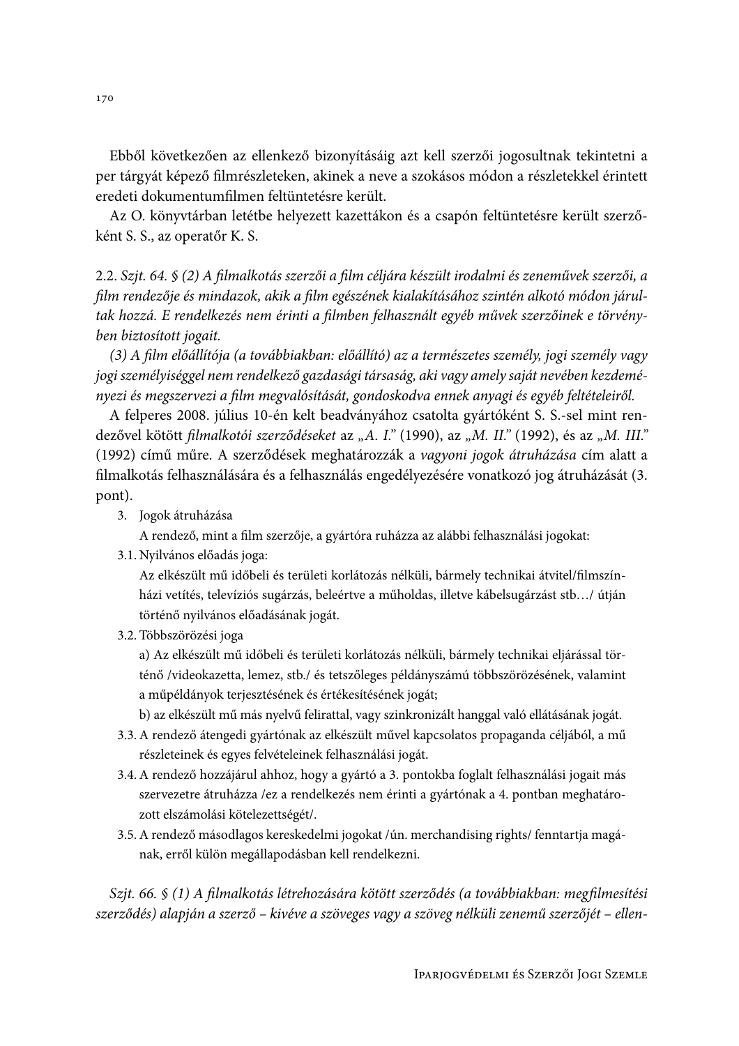Ebből következően az ellenkező bizonyításáig azt kell szerzői jogosultnak tekintetni a per tárgyát képező filmrészleteken, akinek a neve a szokásos módon a részletekkel érintett eredeti dokumentumfilmen feltüntetésre került.

Az O. könyvtárban letétbe helyezett kazettákon és a csapón feltüntetésre került szerzőként S. S., az operatőr K. S.

2.2. *Szjt. 64. § (2) A filmalkotás szerzői a film céljára készült irodalmi és zeneművek szerzői, a film rendezője és mindazok, akik a film egészének kialakításához szintén alkotó módon járultak hozzá. E rendelkezés nem érinti a filmben felhasznált egyéb művek szerzőinek e törvényben biztosított jogait.*

*(3) A film előállítója (a továbbiakban: előállító) az a természetes személy, jogi személy vagy jogi személyiséggel nem rendelkező gazdasági társaság, aki vagy amely saját nevében kezdeményezi és megszervezi a film megvalósítását, gondoskodva ennek anyagi és egyéb feltételeiről.*

A felperes 2008. július 10-én kelt beadványához csatolta gyártóként S. S.-sel mint rendezővel kötött *filmalkotói szerződéseket* az *„A. I."* (1990), az *„M. II."* (1992), és az *„M. III."* (1992) című műre. A szerződések meghatározzák a *vagyoni jogok átruházása* cím alatt a filmalkotás felhasználására és a felhasználás engedélyezésére vonatkozó jog átruházását (3. pont).

3. Jogok átruházása

   A rendező, mint a film szerzője, a gyártóra ruházza az alábbi felhasználási jogokat:

3.1. Nyilvános előadás joga:

   Az elkészült mű időbeli és területi korlátozás nélküli, bármely technikai átvitel/filmszínházi vetítés, televíziós sugárzás, beleértve a műholdas, illetve kábelsugárzást stb…/ útján történő nyilvános előadásának jogát.

3.2. Többszörözési joga

   a) Az elkészült mű időbeli és területi korlátozás nélküli, bármely technikai eljárással történő /videokazetta, lemez, stb./ és tetszőleges példányszámú többszörözésének, valamint a műpéldányok terjesztésének és értékesítésének jogát;

   b) az elkészült mű más nyelvű felirattal, vagy szinkronizált hanggal való ellátásának jogát.

3.3. A rendező átengedi gyártónak az elkészült művel kapcsolatos propaganda céljából, a mű részleteinek és egyes felvételeinek felhasználási jogát.

3.4. A rendező hozzájárul ahhoz, hogy a gyártó a 3. pontokba foglalt felhasználási jogait más szervezetre átruházza /ez a rendelkezés nem érinti a gyártónak a 4. pontban meghatározott elszámolási kötelezettségét/.

3.5. A rendező másodlagos kereskedelmi jogokat /ún. merchandising rights/ fenntartja magának, erről külön megállapodásban kell rendelkezni.

*Szjt. 66. § (1) A filmalkotás létrehozására kötött szerződés (a továbbiakban: megfilmesítési szerződés) alapján a szerző – kivéve a szöveges vagy a szöveg nélküli zenemű szerzőjét – ellen-*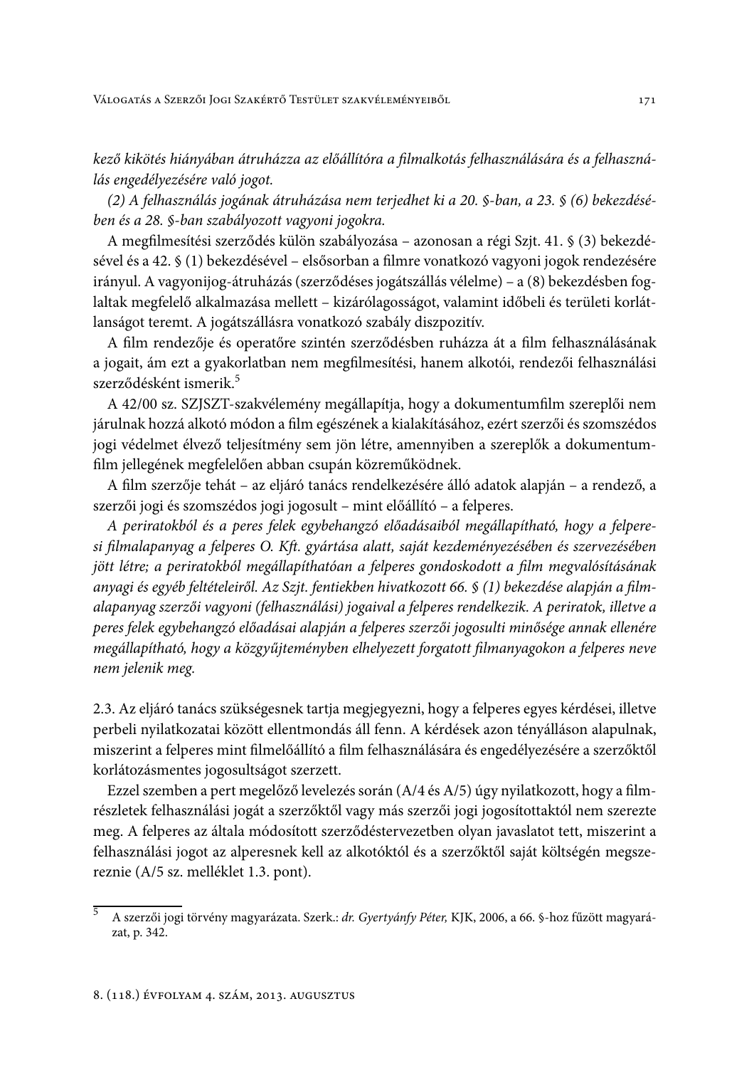*kező kikötés hiányában átruházza az előállítóra a filmalkotás felhasználására és a felhasználás engedélyezésére való jogot.*

*(2) A felhasználás jogának átruházása nem terjedhet ki a 20. §-ban, a 23. § (6) bekezdésében és a 28. §-ban szabályozott vagyoni jogokra.*

A megfilmesítési szerződés külön szabályozása – azonosan a régi Szjt. 41. § (3) bekezdésével és a 42. § (1) bekezdésével – elsősorban a filmre vonatkozó vagyoni jogok rendezésére irányul. A vagyonijog-átruházás (szerződéses jogátszállás vélelme) – a (8) bekezdésben foglaltak megfelelő alkalmazása mellett – kizárólagosságot, valamint időbeli és területi korlátlanságot teremt. A jogátszállásra vonatkozó szabály diszpozitív.

A film rendezője és operatőre szintén szerződésben ruházza át a film felhasználásának a jogait, ám ezt a gyakorlatban nem megfilmesítési, hanem alkotói, rendezői felhasználási szerződésként ismerik.[5]

A 42/00 sz. SZJSZT-szakvélemény megállapítja, hogy a dokumentumfilm szereplői nem járulnak hozzá alkotó módon a film egészének a kialakításához, ezért szerzői és szomszédos jogi védelmet élvező teljesítmény sem jön létre, amennyiben a szereplők a dokumentumfilm jellegének megfelelően abban csupán közreműködnek.

A film szerzője tehát – az eljáró tanács rendelkezésére álló adatok alapján – a rendező, a szerzői jogi és szomszédos jogi jogosult – mint előállító – a felperes.

*A periratokból és a peres felek egybehangzó előadásaiból megállapítható, hogy a felperesi filmalapanyag a felperes O. Kft. gyártása alatt, saját kezdeményezésében és szervezésében jött létre; a periratokból megállapíthatóan a felperes gondoskodott a film megvalósításának anyagi és egyéb feltételeiről. Az Szjt. fentiekben hivatkozott 66. § (1) bekezdése alapján a filmalapanyag szerzői vagyoni (felhasználási) jogaival a felperes rendelkezik. A periratok, illetve a peres felek egybehangzó előadásai alapján a felperes szerzői jogosulti minősége annak ellenére megállapítható, hogy a közgyűjteményben elhelyezett forgatott filmanyagokon a felperes neve nem jelenik meg.*

2.3. Az eljáró tanács szükségesnek tartja megjegyezni, hogy a felperes egyes kérdései, illetve perbeli nyilatkozatai között ellentmondás áll fenn. A kérdések azon tényálláson alapulnak, miszerint a felperes mint filmelőállító a film felhasználására és engedélyezésére a szerzőktől korlátozásmentes jogosultságot szerzett.

Ezzel szemben a pert megelőző levelezés során (A/4 és A/5) úgy nyilatkozott, hogy a filmrészletek felhasználási jogát a szerzőktől vagy más szerzői jogi jogosítottaktól nem szerezte meg. A felperes az általa módosított szerződéstervezetben olyan javaslatot tett, miszerint a felhasználási jogot az alperesnek kell az alkotóktól és a szerzőktől saját költségén megszereznie (A/5 sz. melléklet 1.3. pont).

[5] A szerzői jogi törvény magyarázata. Szerk.: *dr. Gyertyánfy Péter,* KJK, 2006, a 66. §-hoz fűzött magyarázat, p. 342.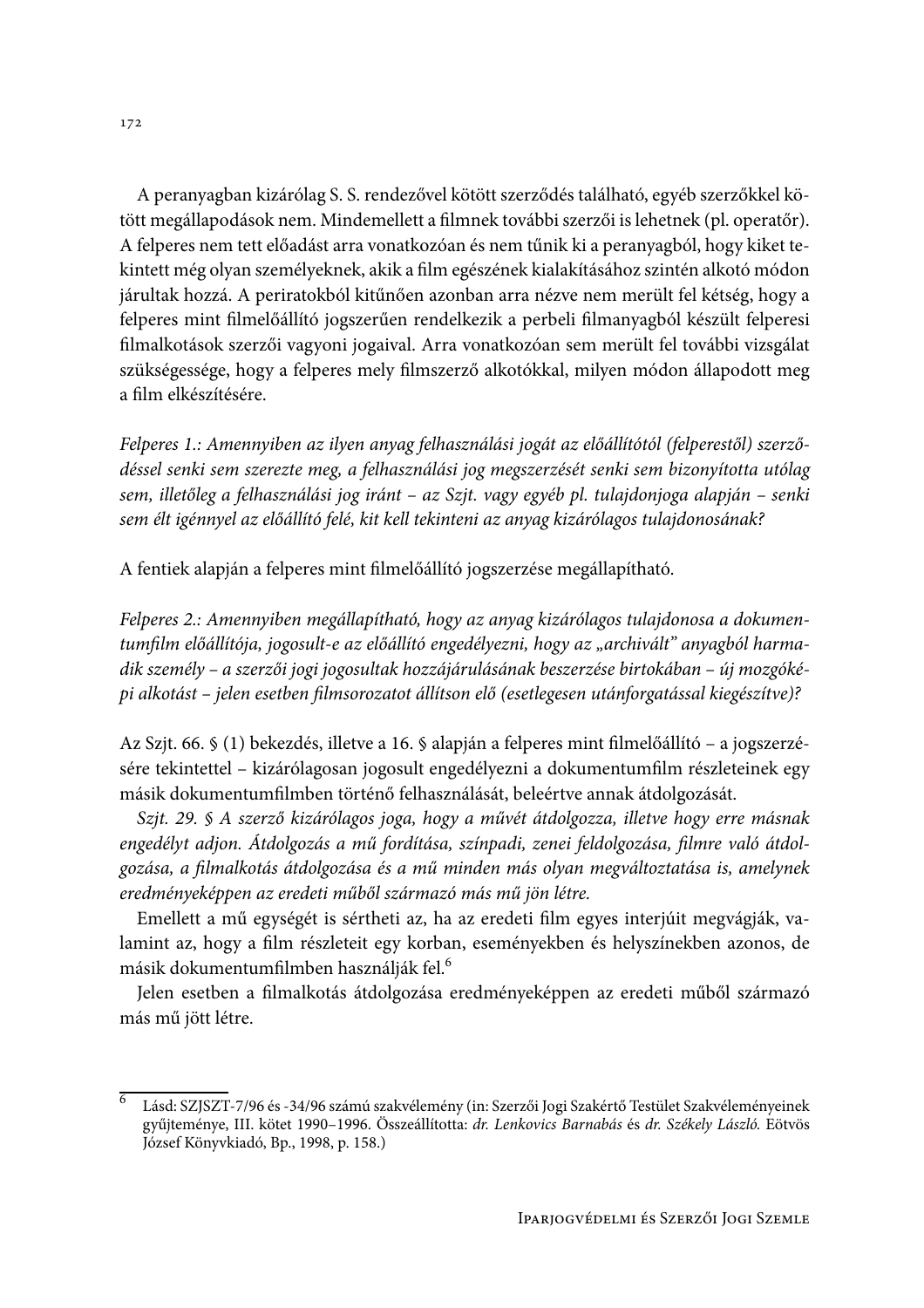A peranyagban kizárólag S. S. rendezővel kötött szerződés található, egyéb szerzőkkel kötött megállapodások nem. Mindemellett a filmnek további szerzői is lehetnek (pl. operatőr). A felperes nem tett előadást arra vonatkozóan és nem tűnik ki a peranyagból, hogy kiket tekintett még olyan személyeknek, akik a film egészének kialakításához szintén alkotó módon járultak hozzá. A periratokból kitűnően azonban arra nézve nem merült fel kétség, hogy a felperes mint filmelőállító jogszerűen rendelkezik a perbeli filmanyagból készült felperesi filmalkotások szerzői vagyoni jogaival. Arra vonatkozóan sem merült fel további vizsgálat szükségessége, hogy a felperes mely filmszerző alkotókkal, milyen módon állapodott meg a film elkészítésére.

*Felperes 1.: Amennyiben az ilyen anyag felhasználási jogát az előállítótól (felperestől) szerződéssel senki sem szerezte meg, a felhasználási jog megszerzését senki sem bizonyította utólag sem, illetőleg a felhasználási jog iránt – az Szjt. vagy egyéb pl. tulajdonjoga alapján – senki sem élt igénnyel az előállító felé, kit kell tekinteni az anyag kizárólagos tulajdonosának?*

A fentiek alapján a felperes mint filmelőállító jogszerzése megállapítható.

*Felperes 2.: Amennyiben megállapítható, hogy az anyag kizárólagos tulajdonosa a dokumentumfilm előállítója, jogosult-e az előállító engedélyezni, hogy az „archivált" anyagból harmadik személy – a szerzői jogi jogosultak hozzájárulásának beszerzése birtokában – új mozgóképi alkotást – jelen esetben filmsorozatot állítson elő (esetlegesen utánforgatással kiegészítve)?*

Az Szjt. 66. § (1) bekezdés, illetve a 16. § alapján a felperes mint filmelőállító – a jogszerzésére tekintettel – kizárólagosan jogosult engedélyezni a dokumentumfilm részleteinek egy másik dokumentumfilmben történő felhasználását, beleértve annak átdolgozását.

*Szjt. 29. § A szerző kizárólagos joga, hogy a művét átdolgozza, illetve hogy erre másnak engedélyt adjon. Átdolgozás a mű fordítása, színpadi, zenei feldolgozása, filmre való átdolgozása, a filmalkotás átdolgozása és a mű minden más olyan megváltoztatása is, amelynek eredményeképpen az eredeti műből származó más mű jön létre.*

Emellett a mű egységét is sértheti az, ha az eredeti film egyes interjúit megvágják, valamint az, hogy a film részleteit egy korban, eseményekben és helyszínekben azonos, de másik dokumentumfilmben használják fel.[6]

Jelen esetben a filmalkotás átdolgozása eredményeképpen az eredeti műből származó más mű jött létre.

---

[6] Lásd: SZJSZT-7/96 és -34/96 számú szakvélemény (in: Szerzői Jogi Szakértő Testület Szakvéleményeinek gyűjteménye, III. kötet 1990–1996. Összeállította: *dr. Lenkovics Barnabás* és *dr. Székely László.* Eötvös József Könyvkiadó, Bp., 1998, p. 158.)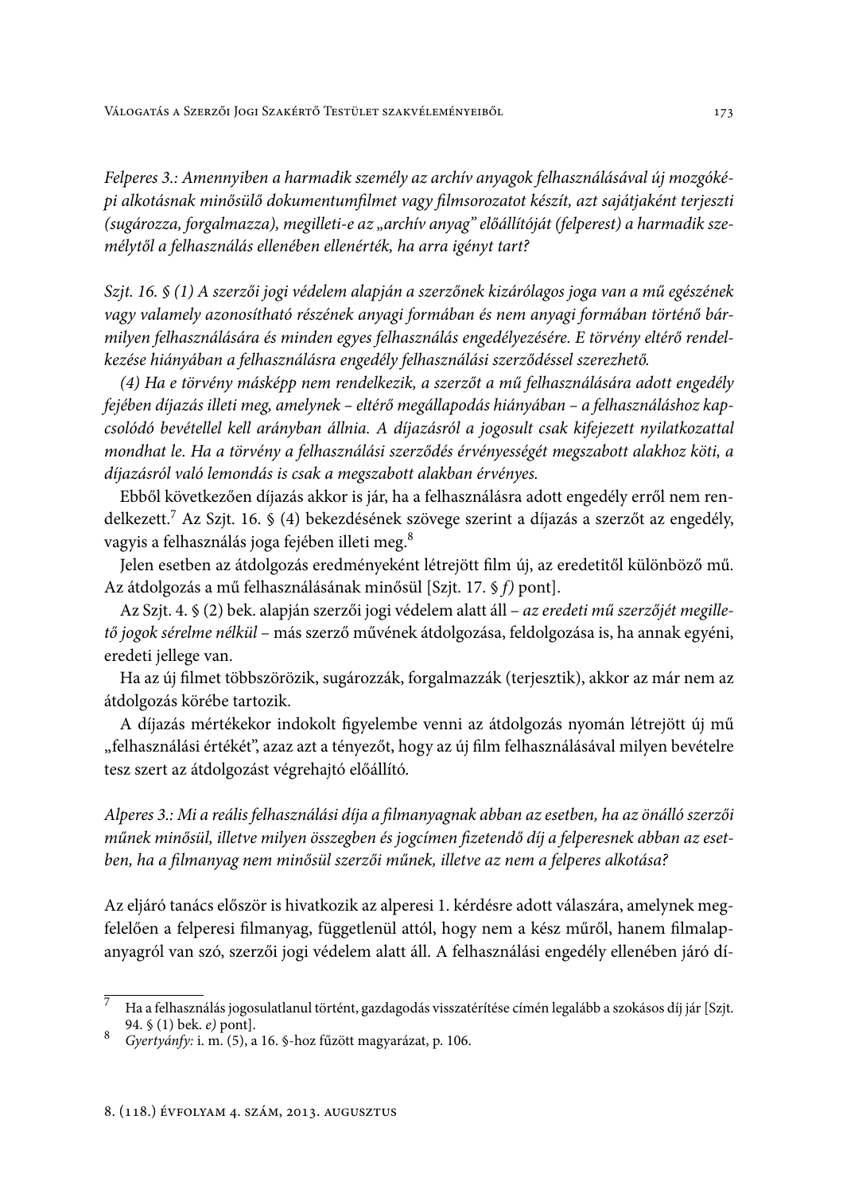*Felperes 3.: Amennyiben a harmadik személy az archív anyagok felhasználásával új mozgóképi alkotásnak minősülő dokumentumfilmet vagy filmsorozatot készít, azt sajátjaként terjeszti (sugározza, forgalmazza), megilleti-e az „archív anyag" előállítóját (felperest) a harmadik személytől a felhasználás ellenében ellenérték, ha arra igényt tart?*

*Szjt. 16. § (1) A szerzői jogi védelem alapján a szerzőnek kizárólagos joga van a mű egészének vagy valamely azonosítható részének anyagi formában és nem anyagi formában történő bármilyen felhasználására és minden egyes felhasználás engedélyezésére. E törvény eltérő rendelkezése hiányában a felhasználásra engedély felhasználási szerződéssel szerezhető.*

*(4) Ha e törvény másképp nem rendelkezik, a szerzőt a mű felhasználására adott engedély fejében díjazás illeti meg, amelynek – eltérő megállapodás hiányában – a felhasználáshoz kapcsolódó bevétellel kell arányban állnia. A díjazásról a jogosult csak kifejezett nyilatkozattal mondhat le. Ha a törvény a felhasználási szerződés érvényességét megszabott alakhoz köti, a díjazásról való lemondás is csak a megszabott alakban érvényes.*

Ebből következően díjazás akkor is jár, ha a felhasználásra adott engedély erről nem rendelkezett.[7] Az Szjt. 16. § (4) bekezdésének szövege szerint a díjazás a szerzőt az engedély, vagyis a felhasználás joga fejében illeti meg.[8]

Jelen esetben az átdolgozás eredményeként létrejött film új, az eredetitől különböző mű. Az átdolgozás a mű felhasználásának minősül [Szjt. 17. § *f)* pont].

Az Szjt. 4. § (2) bek. alapján szerzői jogi védelem alatt áll – *az eredeti mű szerzőjét megillető jogok sérelme nélkül* – más szerző művének átdolgozása, feldolgozása is, ha annak egyéni, eredeti jellege van.

Ha az új filmet többszörözik, sugározzák, forgalmazzák (terjesztik), akkor az már nem az átdolgozás körébe tartozik.

A díjazás mértékekor indokolt figyelembe venni az átdolgozás nyomán létrejött új mű „felhasználási értékét", azaz azt a tényezőt, hogy az új film felhasználásával milyen bevételre tesz szert az átdolgozást végrehajtó előállító.

*Alperes 3.: Mi a reális felhasználási díja a filmanyagnak abban az esetben, ha az önálló szerzői műnek minősül, illetve milyen összegben és jogcímen fizetendő díj a felperesnek abban az esetben, ha a filmanyag nem minősül szerzői műnek, illetve az nem a felperes alkotása?*

Az eljáró tanács először is hivatkozik az alperesi 1. kérdésre adott válaszára, amelynek megfelelően a felperesi filmanyag, függetlenül attól, hogy nem a kész műről, hanem filmalapanyagról van szó, szerzői jogi védelem alatt áll. A felhasználási engedély ellenében járó dí-

---

[7] Ha a felhasználás jogosulatlanul történt, gazdagodás visszatérítése címén legalább a szokásos díj jár [Szjt. 94. § (1) bek. *e)* pont].

[8] *Gyertyánfy:* i. m. (5), a 16. §-hoz fűzött magyarázat, p. 106.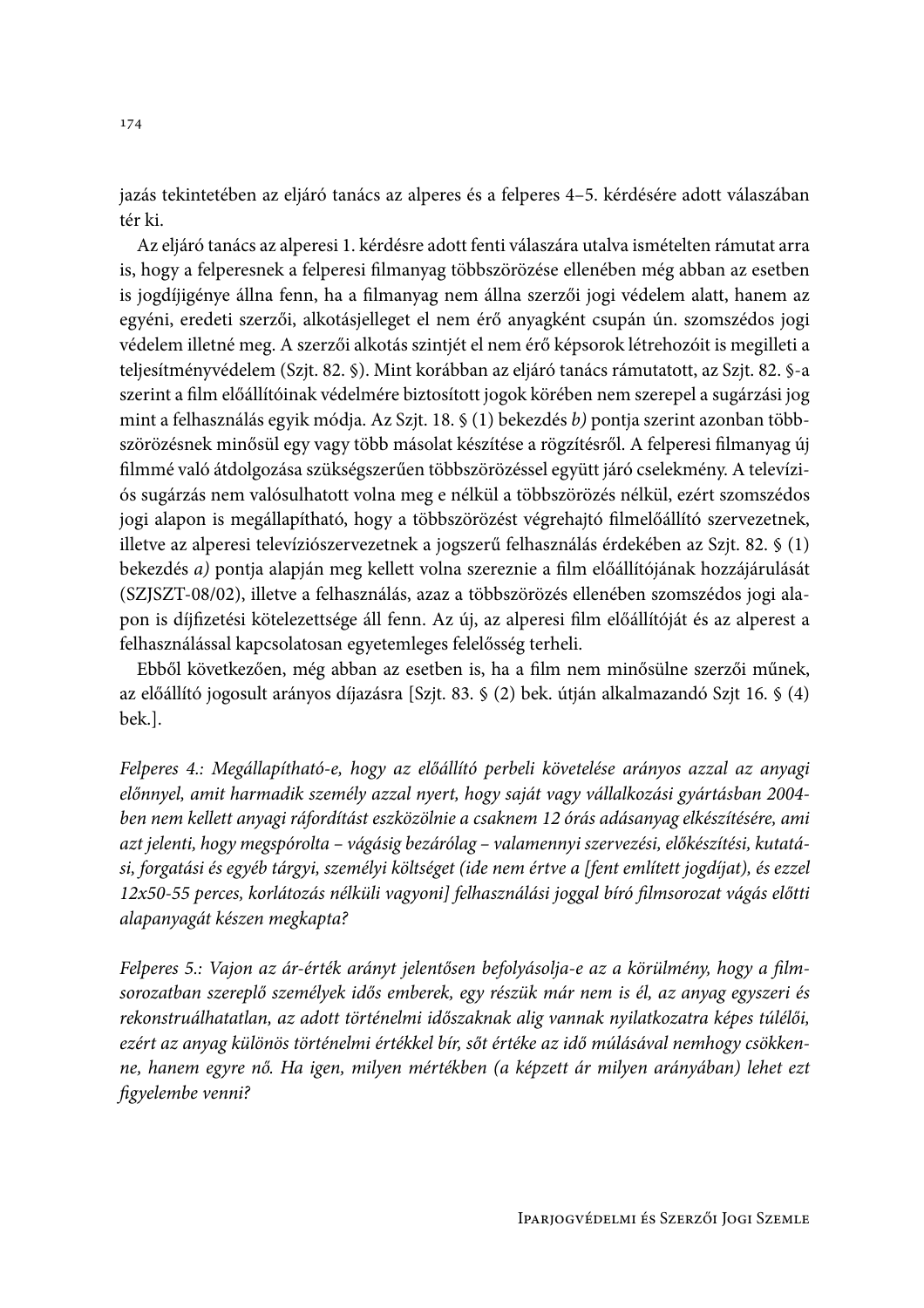jazás tekintetében az eljáró tanács az alperes és a felperes 4–5. kérdésére adott válaszában tér ki.

Az eljáró tanács az alperesi 1. kérdésre adott fenti válaszára utalva ismételten rámutat arra is, hogy a felperesnek a felperesi filmanyag többszörözése ellenében még abban az esetben is jogdíjigénye állna fenn, ha a filmanyag nem állna szerzői jogi védelem alatt, hanem az egyéni, eredeti szerzői, alkotásjelleget el nem érő anyagként csupán ún. szomszédos jogi védelem illetné meg. A szerzői alkotás szintjét el nem érő képsorok létrehozóit is megilleti a teljesítményvédelem (Szjt. 82. §). Mint korábban az eljáró tanács rámutatott, az Szjt. 82. §-a szerint a film előállítóinak védelmére biztosított jogok körében nem szerepel a sugárzási jog mint a felhasználás egyik módja. Az Szjt. 18. § (1) bekezdés *b)* pontja szerint azonban többszörözésnek minősül egy vagy több másolat készítése a rögzítésről. A felperesi filmanyag új filmmé való átdolgozása szükségszerűen többszörözéssel együtt járó cselekmény. A televíziós sugárzás nem valósulhatott volna meg e nélkül a többszörözés nélkül, ezért szomszédos jogi alapon is megállapítható, hogy a többszörözést végrehajtó filmelőállító szervezetnek, illetve az alperesi televíziószervezetnek a jogszerű felhasználás érdekében az Szjt. 82. § (1) bekezdés *a)* pontja alapján meg kellett volna szereznie a film előállítójának hozzájárulását (SZJSZT-08/02), illetve a felhasználás, azaz a többszörözés ellenében szomszédos jogi alapon is díjfizetési kötelezettsége áll fenn. Az új, az alperesi film előállítóját és az alperest a felhasználással kapcsolatosan egyetemleges felelősség terheli.

Ebből következően, még abban az esetben is, ha a film nem minősülne szerzői műnek, az előállító jogosult arányos díjazásra [Szjt. 83. § (2) bek. útján alkalmazandó Szjt 16. § (4) bek.].

*Felperes 4.: Megállapítható-e, hogy az előállító perbeli követelése arányos azzal az anyagi előnnyel, amit harmadik személy azzal nyert, hogy saját vagy vállalkozási gyártásban 2004-ben nem kellett anyagi ráfordítást eszközölnie a csaknem 12 órás adásanyag elkészítésére, ami azt jelenti, hogy megspórolta – vágásig bezárólag – valamennyi szervezési, előkészítési, kutatási, forgatási és egyéb tárgyi, személyi költséget (ide nem értve a [fent említett jogdíjat), és ezzel 12x50-55 perces, korlátozás nélküli vagyoni] felhasználási joggal bíró filmsorozat vágás előtti alapanyagát készen megkapta?*

*Felperes 5.: Vajon az ár-érték arányt jelentősen befolyásolja-e az a körülmény, hogy a filmsorozatban szereplő személyek idős emberek, egy részük már nem is él, az anyag egyszeri és rekonstruálhatatlan, az adott történelmi időszaknak alig vannak nyilatkozatra képes túlélői, ezért az anyag különös történelmi értékkel bír, sőt értéke az idő múlásával nemhogy csökkenne, hanem egyre nő. Ha igen, milyen mértékben (a képzett ár milyen arányában) lehet ezt figyelembe venni?*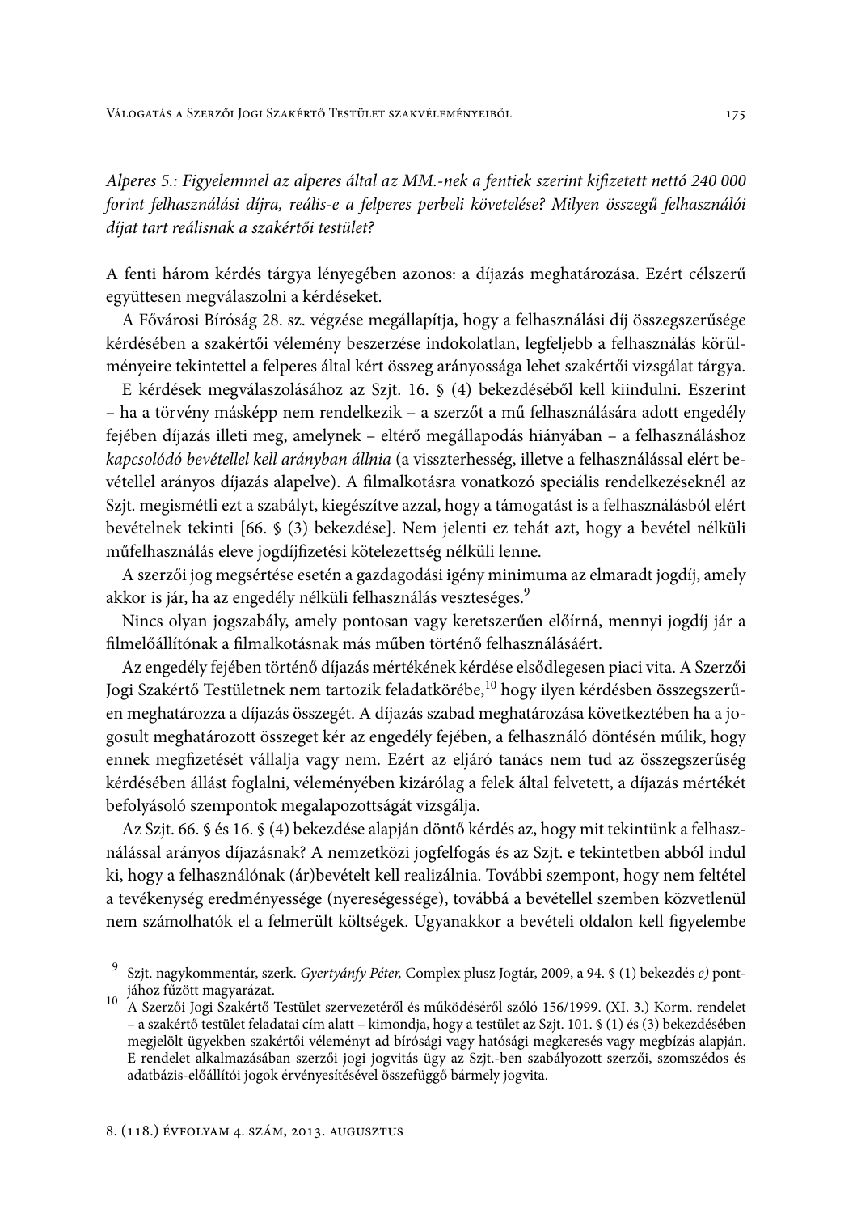*Alperes 5.: Figyelemmel az alperes által az MM.-nek a fentiek szerint kifizetett nettó 240 000 forint felhasználási díjra, reális-e a felperes perbeli követelése? Milyen összegű felhasználói díjat tart reálisnak a szakértői testület?*

A fenti három kérdés tárgya lényegében azonos: a díjazás meghatározása. Ezért célszerű együttesen megválaszolni a kérdéseket.

A Fővárosi Bíróság 28. sz. végzése megállapítja, hogy a felhasználási díj összegszerűsége kérdésében a szakértői vélemény beszerzése indokolatlan, legfeljebb a felhasználás körülményeire tekintettel a felperes által kért összeg arányossága lehet szakértői vizsgálat tárgya.

E kérdések megválaszolásához az Szjt. 16. § (4) bekezdéséből kell kiindulni. Eszerint – ha a törvény másképp nem rendelkezik – a szerzőt a mű felhasználására adott engedély fejében díjazás illeti meg, amelynek – eltérő megállapodás hiányában – a felhasználáshoz *kapcsolódó bevétellel kell arányban állnia* (a visszterhesség, illetve a felhasználással elért bevétellel arányos díjazás alapelve). A filmalkotásra vonatkozó speciális rendelkezéseknél az Szjt. megismétli ezt a szabályt, kiegészítve azzal, hogy a támogatást is a felhasználásból elért bevételnek tekinti [66. § (3) bekezdése]. Nem jelenti ez tehát azt, hogy a bevétel nélküli műfelhasználás eleve jogdíjfizetési kötelezettség nélküli lenne.

A szerzői jog megsértése esetén a gazdagodási igény minimuma az elmaradt jogdíj, amely akkor is jár, ha az engedély nélküli felhasználás veszteséges.[9]

Nincs olyan jogszabály, amely pontosan vagy keretszerűen előírná, mennyi jogdíj jár a filmelőállítónak a filmalkotásnak más műben történő felhasználásáért.

Az engedély fejében történő díjazás mértékének kérdése elsődlegesen piaci vita. A Szerzői Jogi Szakértő Testületnek nem tartozik feladatkörébe,[10] hogy ilyen kérdésben összegszerűen meghatározza a díjazás összegét. A díjazás szabad meghatározása következtében ha a jogosult meghatározott összeget kér az engedély fejében, a felhasználó döntésén múlik, hogy ennek megfizetését vállalja vagy nem. Ezért az eljáró tanács nem tud az összegszerűség kérdésében állást foglalni, véleményében kizárólag a felek által felvetett, a díjazás mértékét befolyásoló szempontok megalapozottságát vizsgálja.

Az Szjt. 66. § és 16. § (4) bekezdése alapján döntő kérdés az, hogy mit tekintünk a felhasználással arányos díjazásnak? A nemzetközi jogfelfogás és az Szjt. e tekintetben abból indul ki, hogy a felhasználónak (ár)bevételt kell realizálnia. További szempont, hogy nem feltétel a tevékenység eredményessége (nyereségessége), továbbá a bevétellel szemben közvetlenül nem számolhatók el a felmerült költségek. Ugyanakkor a bevételi oldalon kell figyelembe

---

[9] Szjt. nagykommentár, szerk. *Gyertyánfy Péter,* Complex plusz Jogtár, 2009, a 94. § (1) bekezdés *e)* pontjához fűzött magyarázat.

[10] A Szerzői Jogi Szakértő Testület szervezetéről és működéséről szóló 156/1999. (XI. 3.) Korm. rendelet – a szakértő testület feladatai cím alatt – kimondja, hogy a testület az Szjt. 101. § (1) és (3) bekezdésében megjelölt ügyekben szakértői véleményt ad bírósági vagy hatósági megkeresés vagy megbízás alapján. E rendelet alkalmazásában szerzői jogi jogvitás ügy az Szjt.-ben szabályozott szerzői, szomszédos és adatbázis-előállítói jogok érvényesítésével összefüggő bármely jogvita.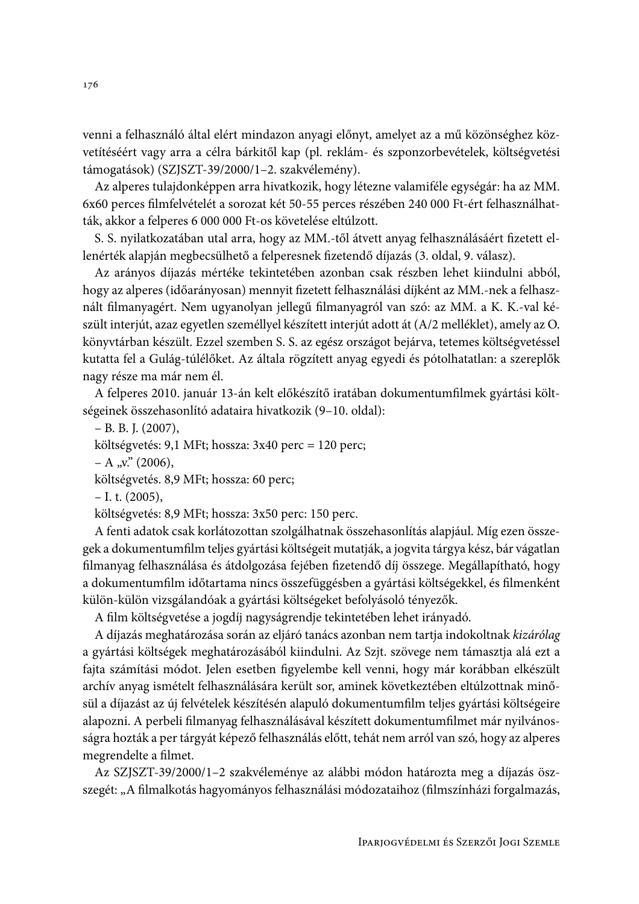venni a felhasználó által elért mindazon anyagi előnyt, amelyet az a mű közönséghez közvetítéséért vagy arra a célra bárkitől kap (pl. reklám- és szponzorbevételek, költségvetési támogatások) (SZJSZT-39/2000/1–2. szakvélemény).

Az alperes tulajdonképpen arra hivatkozik, hogy létezne valamiféle egységár: ha az MM. 6x60 perces filmfelvételét a sorozat két 50-55 perces részében 240 000 Ft-ért felhasználhatták, akkor a felperes 6 000 000 Ft-os követelése eltúlzott.

S. S. nyilatkozatában utal arra, hogy az MM.-től átvett anyag felhasználásáért fizetett ellenérték alapján megbecsülhető a felperesnek fizetendő díjazás (3. oldal, 9. válasz).

Az arányos díjazás mértéke tekintetében azonban csak részben lehet kiindulni abból, hogy az alperes (időarányosan) mennyit fizetett felhasználási díjként az MM.-nek a felhasznált filmanyagért. Nem ugyanolyan jellegű filmanyagról van szó: az MM. a K. K.-val készült interjút, azaz egyetlen személlyel készített interjút adott át (A/2 melléklet), amely az O. könyvtárban készült. Ezzel szemben S. S. az egész országot bejárva, tetemes költségvetéssel kutatta fel a Gulág-túlélőket. Az általa rögzített anyag egyedi és pótolhatatlan: a szereplők nagy része ma már nem él.

A felperes 2010. január 13-án kelt előkészítő iratában dokumentumfilmek gyártási költségeinek összehasonlító adataira hivatkozik (9–10. oldal):

– B. B. J. (2007),
költségvetés: 9,1 MFt; hossza: 3x40 perc = 120 perc;

– A „v." (2006),
költségvetés. 8,9 MFt; hossza: 60 perc;

– I. t. (2005),
költségvetés: 8,9 MFt; hossza: 3x50 perc: 150 perc.

A fenti adatok csak korlátozottan szolgálhatnak összehasonlítás alapjául. Míg ezen összegek a dokumentumfilm teljes gyártási költségeit mutatják, a jogvita tárgya kész, bár vágatlan filmanyag felhasználása és átdolgozása fejében fizetendő díj összege. Megállapítható, hogy a dokumentumfilm időtartama nincs összefüggésben a gyártási költségekkel, és filmenként külön-külön vizsgálandóak a gyártási költségeket befolyásoló tényezők.

A film költségvetése a jogdíj nagyságrendje tekintetében lehet irányadó.

A díjazás meghatározása során az eljáró tanács azonban nem tartja indokoltnak *kizárólag* a gyártási költségek meghatározásából kiindulni. Az Szjt. szövege nem támasztja alá ezt a fajta számítási módot. Jelen esetben figyelembe kell venni, hogy már korábban elkészült archív anyag ismételt felhasználására került sor, aminek következtében eltúlzottnak minősül a díjazást az új felvételek készítésén alapuló dokumentumfilm teljes gyártási költségeire alapozni. A perbeli filmanyag felhasználásával készített dokumentumfilmet már nyilvánosságra hozták a per tárgyát képező felhasználás előtt, tehát nem arról van szó, hogy az alperes megrendelte a filmet.

Az SZJSZT-39/2000/1–2 szakvéleménye az alábbi módon határozta meg a díjazás összegét: „A filmalkotás hagyományos felhasználási módozataihoz (filmszínházi forgalmazás,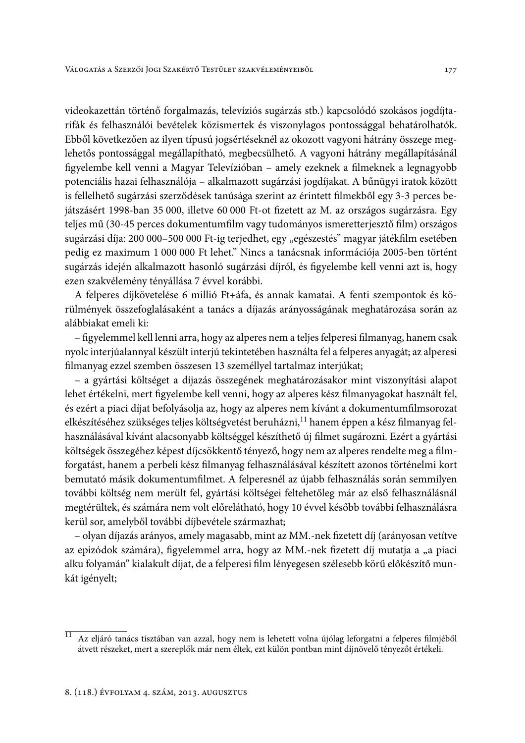videokazettán történő forgalmazás, televíziós sugárzás stb.) kapcsolódó szokásos jogdíjtarifák és felhasználói bevételek közismertek és viszonylagos pontossággal behatárolhatók. Ebből következően az ilyen típusú jogsértéseknél az okozott vagyoni hátrány összege meglehetős pontossággal megállapítható, megbecsülhető. A vagyoni hátrány megállapításánál figyelembe kell venni a Magyar Televízióban – amely ezeknek a filmeknek a legnagyobb potenciális hazai felhasználója – alkalmazott sugárzási jogdíjakat. A bűnügyi iratok között is fellelhető sugárzási szerződések tanúsága szerint az érintett filmekből egy 3-3 perces bejátszásért 1998-ban 35 000, illetve 60 000 Ft-ot fizetett az M. az országos sugárzásra. Egy teljes mű (30-45 perces dokumentumfilm vagy tudományos ismeretterjesztő film) országos sugárzási díja: 200 000–500 000 Ft-ig terjedhet, egy „egészestés" magyar játékfilm esetében pedig ez maximum 1 000 000 Ft lehet." Nincs a tanácsnak információja 2005-ben történt sugárzás idején alkalmazott hasonló sugárzási díjról, és figyelembe kell venni azt is, hogy ezen szakvélemény tényállása 7 évvel korábbi.

A felperes díjkövetelése 6 millió Ft+áfa, és annak kamatai. A fenti szempontok és körülmények összefoglalásaként a tanács a díjazás arányosságának meghatározása során az alábbiakat emeli ki:

– figyelemmel kell lenni arra, hogy az alperes nem a teljes felperesi filmanyag, hanem csak nyolc interjúalannyal készült interjú tekintetében használta fel a felperes anyagát; az alperesi filmanyag ezzel szemben összesen 13 személlyel tartalmaz interjúkat;

– a gyártási költséget a díjazás összegének meghatározásakor mint viszonyítási alapot lehet értékelni, mert figyelembe kell venni, hogy az alperes kész filmanyagokat használt fel, és ezért a piaci díjat befolyásolja az, hogy az alperes nem kívánt a dokumentumfilmsorozat elkészítéséhez szükséges teljes költségvetést beruházni,[11] hanem éppen a kész filmanyag felhasználásával kívánt alacsonyabb költséggel készíthető új filmet sugározni. Ezért a gyártási költségek összegéhez képest díjcsökkentő tényező, hogy nem az alperes rendelte meg a filmforgatást, hanem a perbeli kész filmanyag felhasználásával készített azonos történelmi kort bemutató másik dokumentumfilmet. A felperesnél az újabb felhasználás során semmilyen további költség nem merült fel, gyártási költségei feltehetőleg már az első felhasználásnál megtérültek, és számára nem volt előrelátható, hogy 10 évvel később további felhasználásra kerül sor, amelyből további díjbevétele származhat;

– olyan díjazás arányos, amely magasabb, mint az MM.-nek fizetett díj (arányosan vetítve az epizódok számára), figyelemmel arra, hogy az MM.-nek fizetett díj mutatja a „a piaci alku folyamán" kialakult díjat, de a felperesi film lényegesen szélesebb körű előkészítő munkát igényelt;

[11] Az eljáró tanács tisztában van azzal, hogy nem is lehetett volna újólag leforgatni a felperes filmjéből átvett részeket, mert a szereplők már nem éltek, ezt külön pontban mint díjnövelő tényezőt értékeli.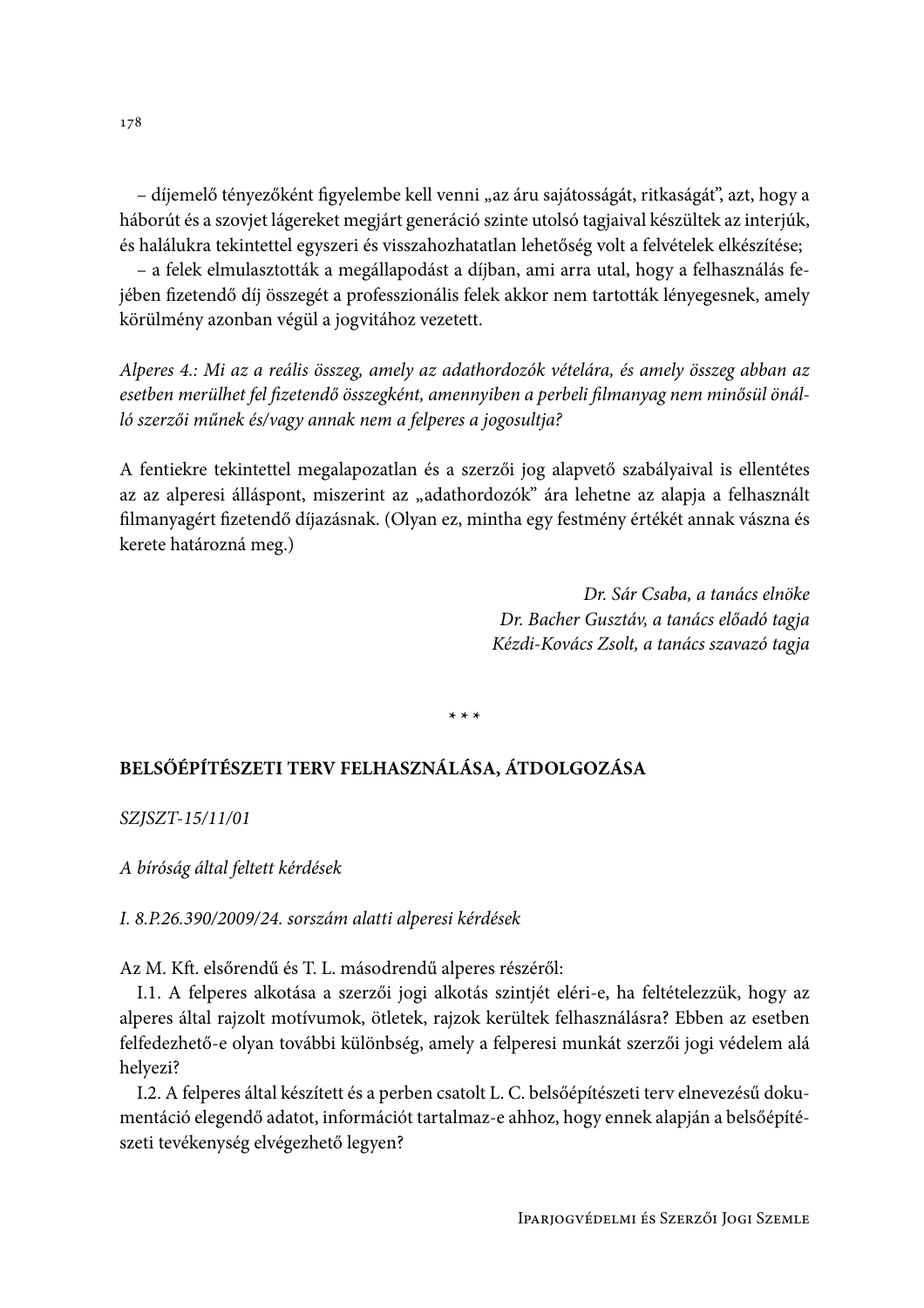– díjemelő tényezőként figyelembe kell venni „az áru sajátosságát, ritkaságát", azt, hogy a háborút és a szovjet lágereket megjárt generáció szinte utolsó tagjaival készültek az interjúk, és halálukra tekintettel egyszeri és visszahozhatatlan lehetőség volt a felvételek elkészítése;

– a felek elmulasztották a megállapodást a díjban, ami arra utal, hogy a felhasználás fejében fizetendő díj összegét a professzionális felek akkor nem tartották lényegesnek, amely körülmény azonban végül a jogvitához vezetett.

*Alperes 4.: Mi az a reális összeg, amely az adathordozók vételára, és amely összeg abban az esetben merülhet fel fizetendő összegként, amennyiben a perbeli filmanyag nem minősül önálló szerzői műnek és/vagy annak nem a felperes a jogosultja?*

A fentiekre tekintettel megalapozatlan és a szerzői jog alapvető szabályaival is ellentétes az az alperesi álláspont, miszerint az „adathordozók" ára lehetne az alapja a felhasznált filmanyagért fizetendő díjazásnak. (Olyan ez, mintha egy festmény értékét annak vászna és kerete határozná meg.)

*Dr. Sár Csaba, a tanács elnöke*
*Dr. Bacher Gusztáv, a tanács előadó tagja*
*Kézdi-Kovács Zsolt, a tanács szavazó tagja*

\* \* \*

## BELSŐÉPÍTÉSZETI TERV FELHASZNÁLÁSA, ÁTDOLGOZÁSA

*SZJSZT-15/11/01*

*A bíróság által feltett kérdések*

*I. 8.P.26.390/2009/24. sorszám alatti alperesi kérdések*

Az M. Kft. elsőrendű és T. L. másodrendű alperes részéről:

I.1. A felperes alkotása a szerzői jogi alkotás szintjét eléri-e, ha feltételezzük, hogy az alperes által rajzolt motívumok, ötletek, rajzok kerültek felhasználásra? Ebben az esetben felfedezhető-e olyan további különbség, amely a felperesi munkát szerzői jogi védelem alá helyezi?

I.2. A felperes által készített és a perben csatolt L. C. belsőépítészeti terv elnevezésű dokumentáció elegendő adatot, információt tartalmaz-e ahhoz, hogy ennek alapján a belsőépítészeti tevékenység elvégezhető legyen?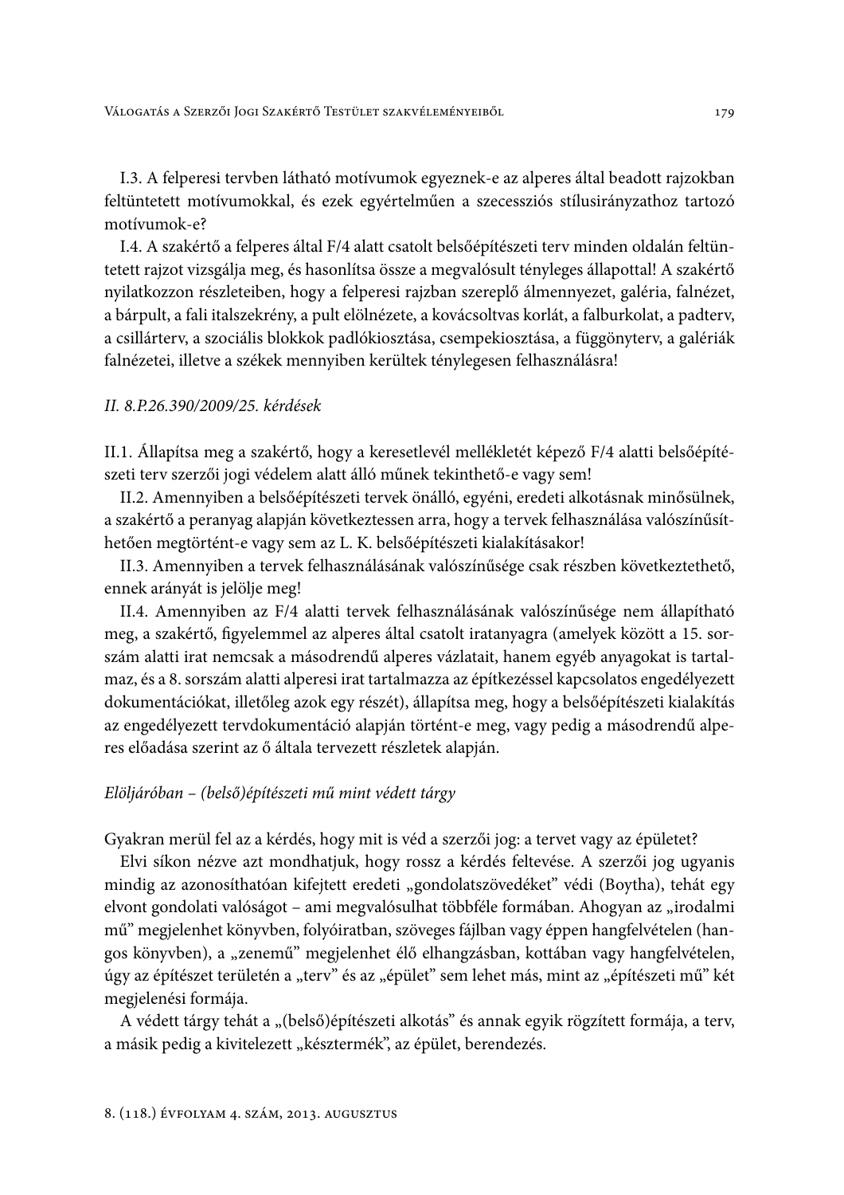I.3. A felperesi tervben látható motívumok egyeznek-e az alperes által beadott rajzokban feltüntetett motívumokkal, és ezek egyértelműen a szecessziós stílusirányzathoz tartozó motívumok-e?

I.4. A szakértő a felperes által F/4 alatt csatolt belsőépítészeti terv minden oldalán feltüntetett rajzot vizsgálja meg, és hasonlítsa össze a megvalósult tényleges állapottal! A szakértő nyilatkozzon részleteiben, hogy a felperesi rajzban szereplő álmennyezet, galéria, falnézet, a bárpult, a fali italszekrény, a pult elölnézete, a kovácsoltvas korlát, a falburkolat, a padterv, a csillárterv, a szociális blokkok padlókiosztása, csempekiosztása, a függönyterv, a galériák falnézetei, illetve a székek mennyiben kerültek ténylegesen felhasználásra!

*II. 8.P.26.390/2009/25. kérdések*

II.1. Állapítsa meg a szakértő, hogy a keresetlevél mellékletét képező F/4 alatti belsőépítészeti terv szerzői jogi védelem alatt álló műnek tekinthető-e vagy sem!

II.2. Amennyiben a belsőépítészeti tervek önálló, egyéni, eredeti alkotásnak minősülnek, a szakértő a peranyag alapján következtessen arra, hogy a tervek felhasználása valószínűsíthetően megtörtént-e vagy sem az L. K. belsőépítészeti kialakításakor!

II.3. Amennyiben a tervek felhasználásának valószínűsége csak részben következtethető, ennek arányát is jelölje meg!

II.4. Amennyiben az F/4 alatti tervek felhasználásának valószínűsége nem állapítható meg, a szakértő, figyelemmel az alperes által csatolt iratanyagra (amelyek között a 15. sorszám alatti irat nemcsak a másodrendű alperes vázlatait, hanem egyéb anyagokat is tartalmaz, és a 8. sorszám alatti alperesi irat tartalmazza az építkezéssel kapcsolatos engedélyezett dokumentációkat, illetőleg azok egy részét), állapítsa meg, hogy a belsőépítészeti kialakítás az engedélyezett tervdokumentáció alapján történt-e meg, vagy pedig a másodrendű alperes előadása szerint az ő általa tervezett részletek alapján.

*Elöljáróban – (belső)építészeti mű mint védett tárgy*

Gyakran merül fel az a kérdés, hogy mit is véd a szerzői jog: a tervet vagy az épületet?

Elvi síkon nézve azt mondhatjuk, hogy rossz a kérdés feltevése. A szerzői jog ugyanis mindig az azonosíthatóan kifejtett eredeti „gondolatszövedéket" védi (Boytha), tehát egy elvont gondolati valóságot – ami megvalósulhat többféle formában. Ahogyan az „irodalmi mű" megjelenhet könyvben, folyóiratban, szöveges fájlban vagy éppen hangfelvételen (hangos könyvben), a „zenemű" megjelenhet élő elhangzásban, kottában vagy hangfelvételen, úgy az építészet területén a „terv" és az „épület" sem lehet más, mint az „építészeti mű" két megjelenési formája.

A védett tárgy tehát a „(belső)építészeti alkotás" és annak egyik rögzített formája, a terv, a másik pedig a kivitelezett „késztermék", az épület, berendezés.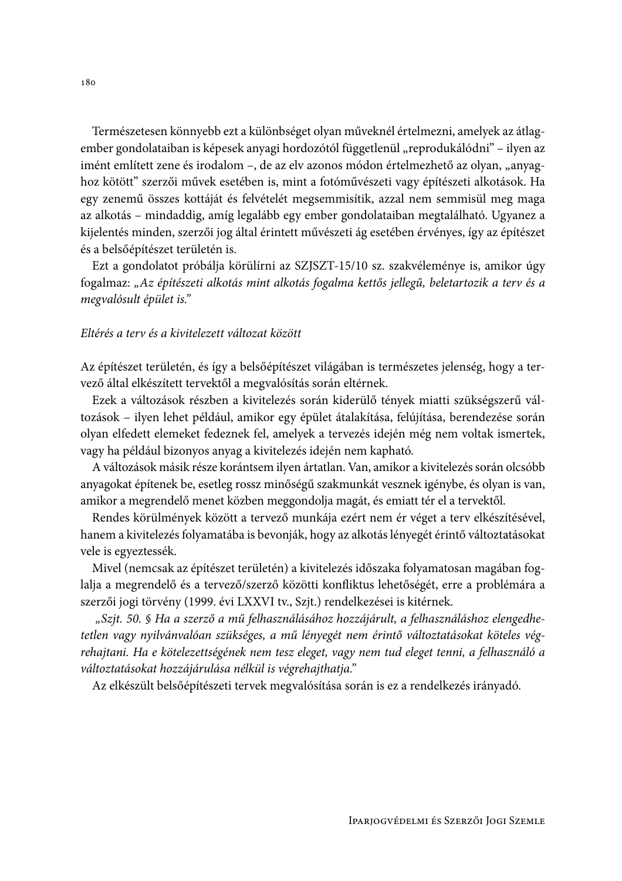Természetesen könnyebb ezt a különbséget olyan műveknél értelmezni, amelyek az átlagember gondolataiban is képesek anyagi hordozótól függetlenül „reprodukálódni" – ilyen az imént említett zene és irodalom –, de az elv azonos módon értelmezhető az olyan, „anyaghoz kötött" szerzői művek esetében is, mint a fotóművészeti vagy építészeti alkotások. Ha egy zenemű összes kottáját és felvételét megsemmisítik, azzal nem semmisül meg maga az alkotás – mindaddig, amíg legalább egy ember gondolataiban megtalálható. Ugyanez a kijelentés minden, szerzői jog által érintett művészeti ág esetében érvényes, így az építészet és a belsőépítészet területén is.

Ezt a gondolatot próbálja körülírni az SZJSZT-15/10 sz. szakvéleménye is, amikor úgy fogalmaz: *„Az építészeti alkotás mint alkotás fogalma kettős jellegű, beletartozik a terv és a megvalósult épület is."*

*Eltérés a terv és a kivitelezett változat között*

Az építészet területén, és így a belsőépítészet világában is természetes jelenség, hogy a tervező által elkészített tervektől a megvalósítás során eltérnek.

Ezek a változások részben a kivitelezés során kiderülő tények miatti szükségszerű változások – ilyen lehet például, amikor egy épület átalakítása, felújítása, berendezése során olyan elfedett elemeket fedeznek fel, amelyek a tervezés idején még nem voltak ismertek, vagy ha például bizonyos anyag a kivitelezés idején nem kapható.

A változások másik része korántsem ilyen ártatlan. Van, amikor a kivitelezés során olcsóbb anyagokat építenek be, esetleg rossz minőségű szakmunkát vesznek igénybe, és olyan is van, amikor a megrendelő menet közben meggondolja magát, és emiatt tér el a tervektől.

Rendes körülmények között a tervező munkája ezért nem ér véget a terv elkészítésével, hanem a kivitelezés folyamatába is bevonják, hogy az alkotás lényegét érintő változtatásokat vele is egyeztessék.

Mivel (nemcsak az építészet területén) a kivitelezés időszaka folyamatosan magában foglalja a megrendelő és a tervező/szerző közötti konfliktus lehetőségét, erre a problémára a szerzői jogi törvény (1999. évi LXXVI tv., Szjt.) rendelkezései is kitérnek.

*„Szjt. 50. § Ha a szerző a mű felhasználásához hozzájárult, a felhasználáshoz elengedhetetlen vagy nyilvánvalóan szükséges, a mű lényegét nem érintő változtatásokat köteles végrehajtani. Ha e kötelezettségének nem tesz eleget, vagy nem tud eleget tenni, a felhasználó a változtatásokat hozzájárulása nélkül is végrehajthatja."*

Az elkészült belsőépítészeti tervek megvalósítása során is ez a rendelkezés irányadó.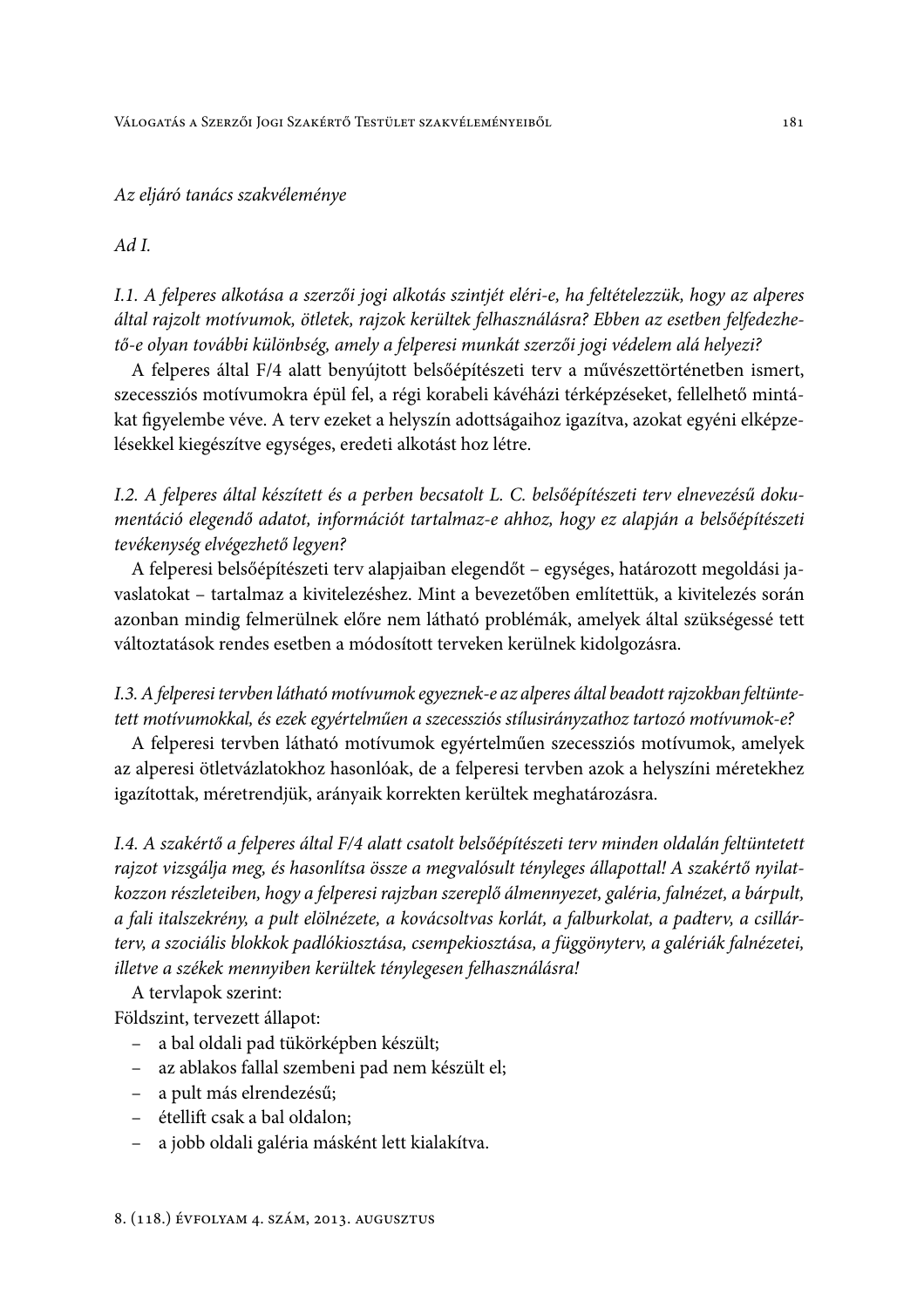*Az eljáró tanács szakvéleménye*

*Ad I.*

*I.1. A felperes alkotása a szerzői jogi alkotás szintjét eléri-e, ha feltételezzük, hogy az alperes által rajzolt motívumok, ötletek, rajzok kerültek felhasználásra? Ebben az esetben felfedezhető-e olyan további különbség, amely a felperesi munkát szerzői jogi védelem alá helyezi?*

A felperes által F/4 alatt benyújtott belsőépítészeti terv a művészettörténetben ismert, szecessziós motívumokra épül fel, a régi korabeli kávéházi térképzéseket, fellelhető mintákat figyelembe véve. A terv ezeket a helyszín adottságaihoz igazítva, azokat egyéni elképzelésekkel kiegészítve egységes, eredeti alkotást hoz létre.

*I.2. A felperes által készített és a perben becsatolt L. C. belsőépítészeti terv elnevezésű dokumentáció elegendő adatot, információt tartalmaz-e ahhoz, hogy ez alapján a belsőépítészeti tevékenység elvégezhető legyen?*

A felperesi belsőépítészeti terv alapjaiban elegendőt – egységes, határozott megoldási javaslatokat – tartalmaz a kivitelezéshez. Mint a bevezetőben említettük, a kivitelezés során azonban mindig felmerülnek előre nem látható problémák, amelyek által szükségessé tett változtatások rendes esetben a módosított terveken kerülnek kidolgozásra.

*I.3. A felperesi tervben látható motívumok egyeznek-e az alperes által beadott rajzokban feltüntetett motívumokkal, és ezek egyértelműen a szecessziós stílusirányzathoz tartozó motívumok-e?*

A felperesi tervben látható motívumok egyértelműen szecessziós motívumok, amelyek az alperesi ötletvázlatokhoz hasonlóak, de a felperesi tervben azok a helyszíni méretekhez igazítottak, méretrendjük, arányaik korrekten kerültek meghatározásra.

*I.4. A szakértő a felperes által F/4 alatt csatolt belsőépítészeti terv minden oldalán feltüntetett rajzot vizsgálja meg, és hasonlítsa össze a megvalósult tényleges állapottal! A szakértő nyilatkozzon részleteiben, hogy a felperesi rajzban szereplő álmennyezet, galéria, falnézet, a bárpult, a fali italszekrény, a pult elölnézete, a kovácsoltvas korlát, a falburkolat, a padterv, a csillárterv, a szociális blokkok padlókiosztása, csempekiosztása, a függönyterv, a galériák falnézetei, illetve a székek mennyiben kerültek ténylegesen felhasználásra!*

A tervlapok szerint:

Földszint, tervezett állapot:

- a bal oldali pad tükörképben készült;
- az ablakos fallal szembeni pad nem készült el;
- a pult más elrendezésű;
- étellift csak a bal oldalon;
- a jobb oldali galéria másként lett kialakítva.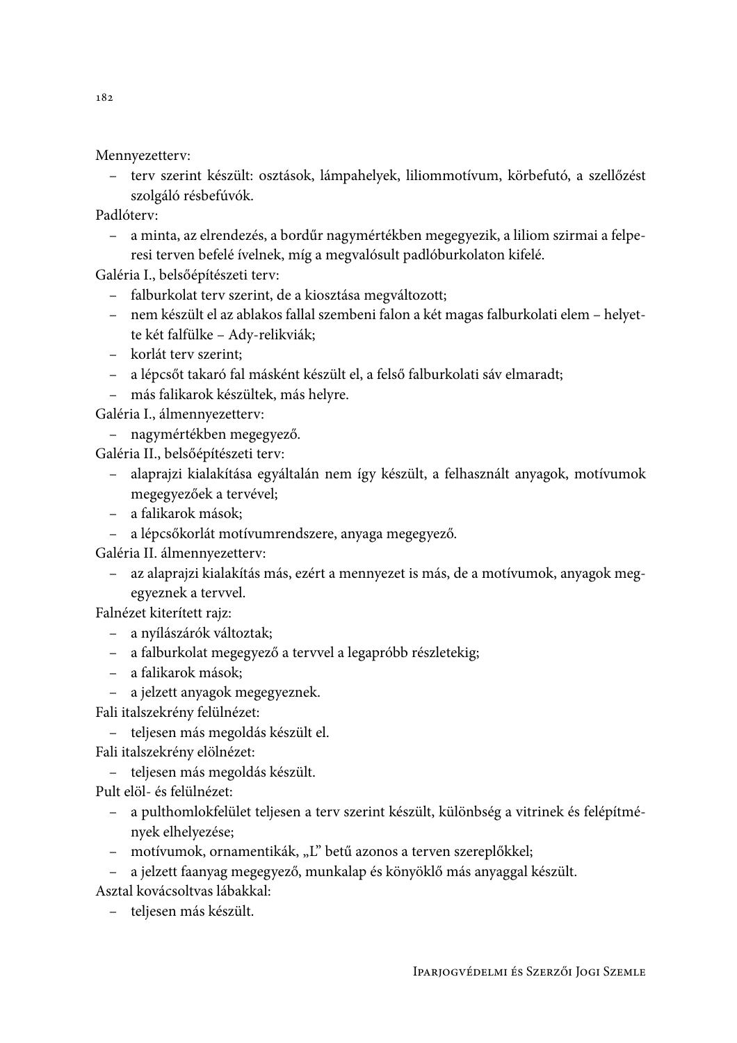Mennyezetterv:

- terv szerint készült: osztások, lámpahelyek, liliommotívum, körbefutó, a szellőzést szolgáló résbefúvók.

Padlóterv:

- a minta, az elrendezés, a bordűr nagymértékben megegyezik, a liliom szirmai a felperesi terven befelé ívelnek, míg a megvalósult padlóburkolaton kifelé.

Galéria I., belsőépítészeti terv:

- falburkolat terv szerint, de a kiosztása megváltozott;
- nem készült el az ablakos fallal szembeni falon a két magas falburkolati elem – helyette két falfülke – Ady-relikviák;
- korlát terv szerint;
- a lépcsőt takaró fal másként készült el, a felső falburkolati sáv elmaradt;
- más falikarok készültek, más helyre.

Galéria I., álmennyezetterv:

- nagymértékben megegyező.

Galéria II., belsőépítészeti terv:

- alaprajzi kialakítása egyáltalán nem így készült, a felhasznált anyagok, motívumok megegyezőek a tervével;
- a falikarok mások;
- a lépcsőkorlát motívumrendszere, anyaga megegyező.

Galéria II. álmennyezetterv:

- az alaprajzi kialakítás más, ezért a mennyezet is más, de a motívumok, anyagok megegyeznek a tervvel.

Falnézet kiterített rajz:

- a nyílászárók változtak;
- a falburkolat megegyező a tervvel a legapróbb részletekig;
- a falikarok mások;
- a jelzett anyagok megegyeznek.

Fali italszekrény felülnézet:

- teljesen más megoldás készült el.

Fali italszekrény elölnézet:

- teljesen más megoldás készült.

Pult elöl- és felülnézet:

- a pulthomlokfelület teljesen a terv szerint készült, különbség a vitrinek és felépítmények elhelyezése;
- motívumok, ornamentikák, „L" betű azonos a terven szereplőkkel;
- a jelzett faanyag megegyező, munkalap és könyöklő más anyaggal készült.

Asztal kovácsoltvas lábakkal:

- teljesen más készült.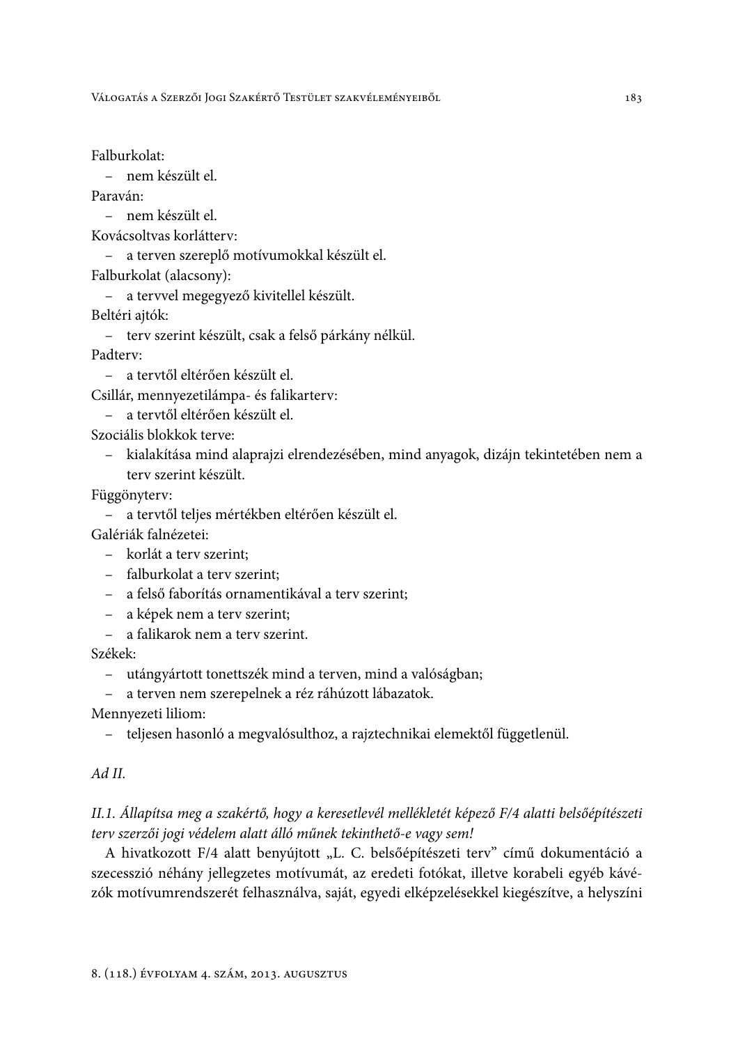Falburkolat:

- nem készült el.

Paraván:

- nem készült el.

Kovácsoltvas korlátterv:

- a terven szereplő motívumokkal készült el.

Falburkolat (alacsony):

- a tervvel megegyező kivitellel készült.

Beltéri ajtók:

- terv szerint készült, csak a felső párkány nélkül.

Padterv:

- a tervtől eltérően készült el.

Csillár, mennyezetilámpa- és falikarterv:

- a tervtől eltérően készült el.

Szociális blokkok terve:

- kialakítása mind alaprajzi elrendezésében, mind anyagok, dizájn tekintetében nem a terv szerint készült.

Függönyterv:

- a tervtől teljes mértékben eltérően készült el.

Galériák falnézetei:

- korlát a terv szerint;
- falburkolat a terv szerint;
- a felső faborítás ornamentikával a terv szerint;
- a képek nem a terv szerint;
- a falikarok nem a terv szerint.

Székek:

- utángyártott tonettszék mind a terven, mind a valóságban;
- a terven nem szerepelnek a réz ráhúzott lábazatok.

Mennyezeti liliom:

- teljesen hasonló a megvalósulthoz, a rajztechnikai elemektől függetlenül.

*Ad II.*

*II.1. Állapítsa meg a szakértő, hogy a keresetlevél mellékletét képező F/4 alatti belsőépítészeti terv szerzői jogi védelem alatt álló műnek tekinthető-e vagy sem!*

A hivatkozott F/4 alatt benyújtott „L. C. belsőépítészeti terv" című dokumentáció a szecesszió néhány jellegzetes motívumát, az eredeti fotókat, illetve korabeli egyéb kávézók motívumrendszerét felhasználva, saját, egyedi elképzelésekkel kiegészítve, a helyszíni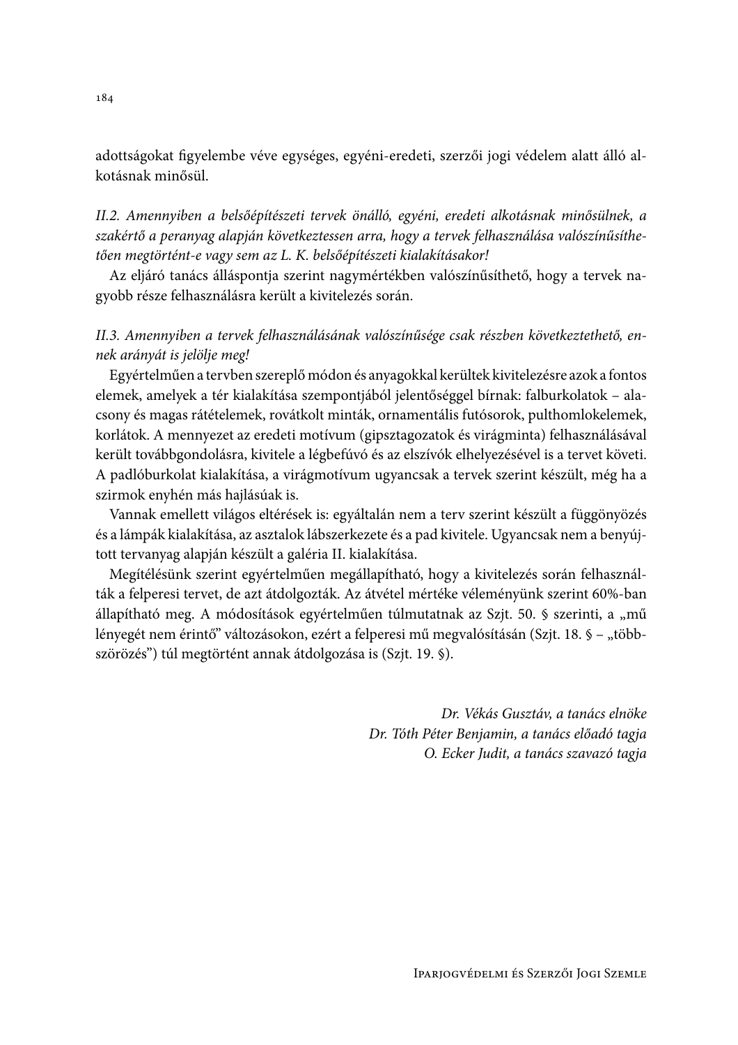adottságokat figyelembe véve egységes, egyéni-eredeti, szerzői jogi védelem alatt álló alkotásnak minősül.

*II.2. Amennyiben a belsőépítészeti tervek önálló, egyéni, eredeti alkotásnak minősülnek, a szakértő a peranyag alapján következtessen arra, hogy a tervek felhasználása valószínűsíthetően megtörtént-e vagy sem az L. K. belsőépítészeti kialakításakor!*

Az eljáró tanács álláspontja szerint nagymértékben valószínűsíthető, hogy a tervek nagyobb része felhasználásra került a kivitelezés során.

*II.3. Amennyiben a tervek felhasználásának valószínűsége csak részben következtethető, ennek arányát is jelölje meg!*

Egyértelműen a tervben szereplő módon és anyagokkal kerültek kivitelezésre azok a fontos elemek, amelyek a tér kialakítása szempontjából jelentőséggel bírnak: falburkolatok – alacsony és magas rátételemek, rovátkolt minták, ornamentális futósorok, pulthomlokelemek, korlátok. A mennyezet az eredeti motívum (gipsztagozatok és virágminta) felhasználásával került továbbgondolásra, kivitele a légbefúvó és az elszívók elhelyezésével is a tervet követi. A padlóburkolat kialakítása, a virágmotívum ugyancsak a tervek szerint készült, még ha a szirmok enyhén más hajlásúak is.

Vannak emellett világos eltérések is: egyáltalán nem a terv szerint készült a függönyözés és a lámpák kialakítása, az asztalok lábszerkezete és a pad kivitele. Ugyancsak nem a benyújtott tervanyag alapján készült a galéria II. kialakítása.

Megítélésünk szerint egyértelműen megállapítható, hogy a kivitelezés során felhasználták a felperesi tervet, de azt átdolgozták. Az átvétel mértéke véleményünk szerint 60%-ban állapítható meg. A módosítások egyértelműen túlmutatnak az Szjt. 50. § szerinti, a „mű lényegét nem érintő" változásokon, ezért a felperesi mű megvalósításán (Szjt. 18. § – „többszörözés") túl megtörtént annak átdolgozása is (Szjt. 19. §).

*Dr. Vékás Gusztáv, a tanács elnöke*
*Dr. Tóth Péter Benjamin, a tanács előadó tagja*
*O. Ecker Judit, a tanács szavazó tagja*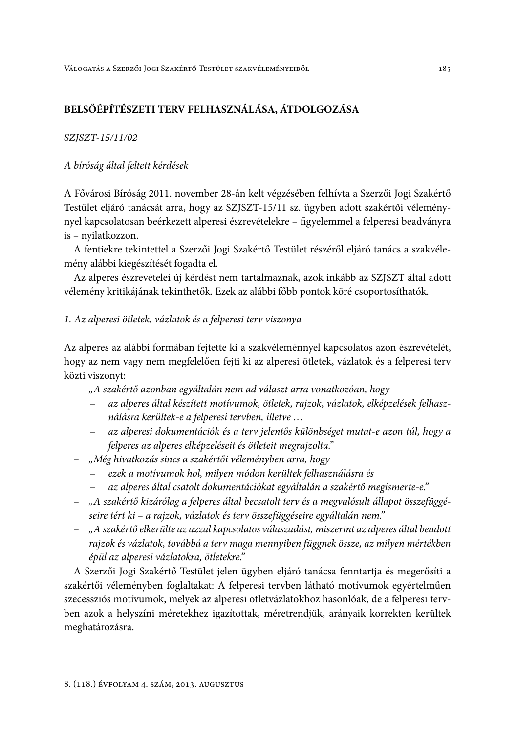## BELSŐÉPÍTÉSZETI TERV FELHASZNÁLÁSA, ÁTDOLGOZÁSA

*SZJSZT-15/11/02*

*A bíróság által feltett kérdések*

A Fővárosi Bíróság 2011. november 28-án kelt végzésében felhívta a Szerzői Jogi Szakértő Testület eljáró tanácsát arra, hogy az SZJSZT-15/11 sz. ügyben adott szakértői véleménynyel kapcsolatosan beérkezett alperesi észrevételekre – figyelemmel a felperesi beadványra is – nyilatkozzon.

A fentiekre tekintettel a Szerzői Jogi Szakértő Testület részéről eljáró tanács a szakvélemény alábbi kiegészítését fogadta el.

Az alperes észrevételei új kérdést nem tartalmaznak, azok inkább az SZJSZT által adott vélemény kritikájának tekinthetők. Ezek az alábbi főbb pontok köré csoportosíthatók.

*1. Az alperesi ötletek, vázlatok és a felperesi terv viszonya*

Az alperes az alábbi formában fejtette ki a szakvéleménnyel kapcsolatos azon észrevételét, hogy az nem vagy nem megfelelően fejti ki az alperesi ötletek, vázlatok és a felperesi terv közti viszonyt:

- *„A szakértő azonban egyáltalán nem ad választ arra vonatkozóan, hogy*
  - *az alperes által készített motívumok, ötletek, rajzok, vázlatok, elképzelések felhasználásra kerültek-e a felperesi tervben, illetve …*
  - *az alperesi dokumentációk és a terv jelentős különbséget mutat-e azon túl, hogy a felperes az alperes elképzeléseit és ötleteit megrajzolta."*
- *„Még hivatkozás sincs a szakértői véleményben arra, hogy*
  - *ezek a motívumok hol, milyen módon kerültek felhasználásra és*
  - *az alperes által csatolt dokumentációkat egyáltalán a szakértő megismerte-e."*
- *„A szakértő kizárólag a felperes által becsatolt terv és a megvalósult állapot összefüggéseire tért ki – a rajzok, vázlatok és terv összefüggéseire egyáltalán nem."*
- *„A szakértő elkerülte az azzal kapcsolatos válaszadást, miszerint az alperes által beadott rajzok és vázlatok, továbbá a terv maga mennyiben függnek össze, az milyen mértékben épül az alperesi vázlatokra, ötletekre."*

A Szerzői Jogi Szakértő Testület jelen ügyben eljáró tanácsa fenntartja és megerősíti a szakértői véleményben foglaltakat: A felperesi tervben látható motívumok egyértelműen szecessziós motívumok, melyek az alperesi ötletvázlatokhoz hasonlóak, de a felperesi tervben azok a helyszíni méretekhez igazítottak, méretrendjük, arányaik korrekten kerültek meghatározásra.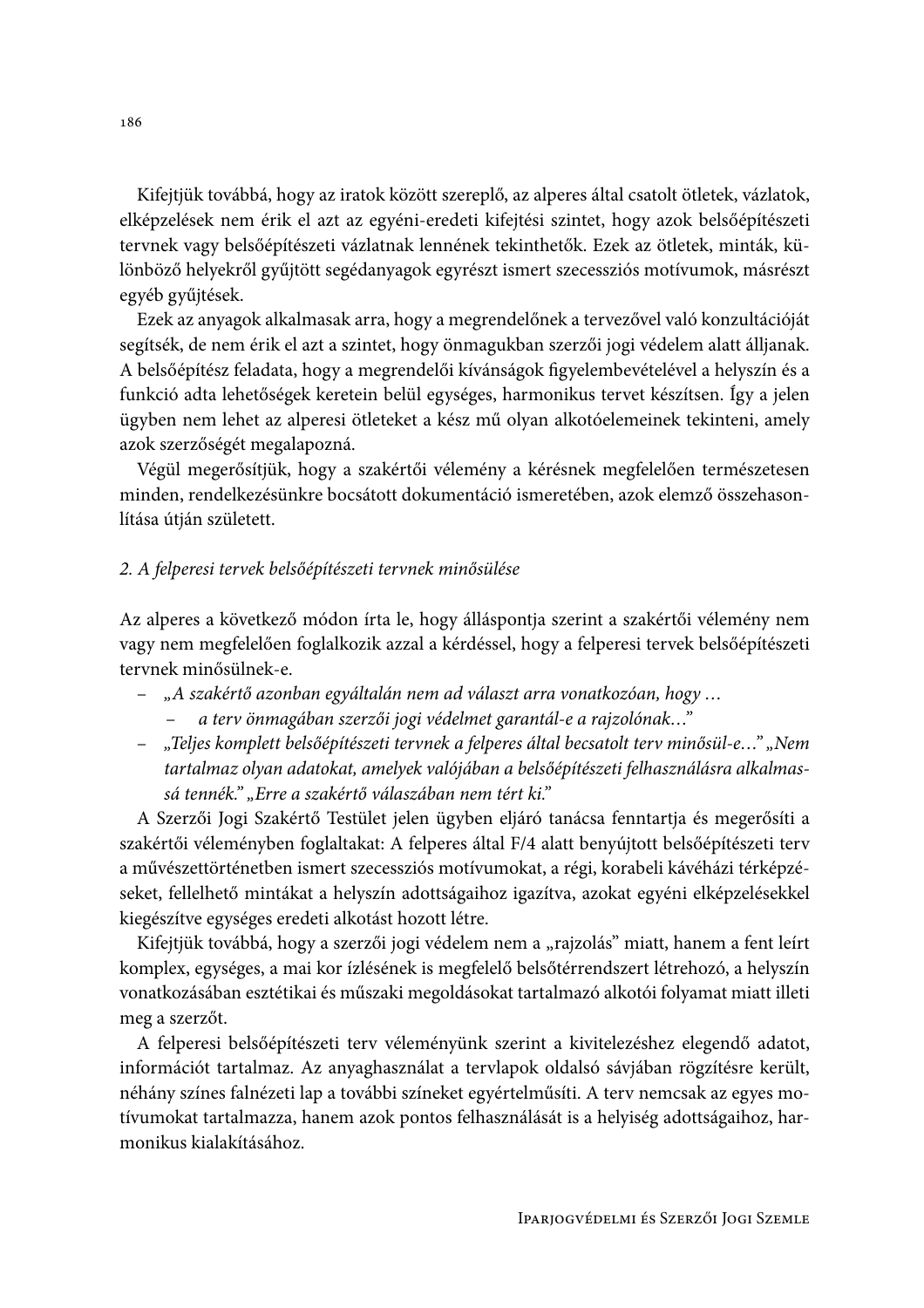Kifejtjük továbbá, hogy az iratok között szereplő, az alperes által csatolt ötletek, vázlatok, elképzelések nem érik el azt az egyéni-eredeti kifejtési szintet, hogy azok belsőépítészeti tervnek vagy belsőépítészeti vázlatnak lennének tekinthetők. Ezek az ötletek, minták, különböző helyekről gyűjtött segédanyagok egyrészt ismert szecessziós motívumok, másrészt egyéb gyűjtések.

Ezek az anyagok alkalmasak arra, hogy a megrendelőnek a tervezővel való konzultációját segítsék, de nem érik el azt a szintet, hogy önmagukban szerzői jogi védelem alatt álljanak. A belsőépítész feladata, hogy a megrendelői kívánságok figyelembevételével a helyszín és a funkció adta lehetőségek keretein belül egységes, harmonikus tervet készítsen. Így a jelen ügyben nem lehet az alperesi ötleteket a kész mű olyan alkotóelemeinek tekinteni, amely azok szerzőségét megalapozná.

Végül megerősítjük, hogy a szakértői vélemény a kérésnek megfelelően természetesen minden, rendelkezésünkre bocsátott dokumentáció ismeretében, azok elemző összehasonlítása útján született.

*2. A felperesi tervek belsőépítészeti tervnek minősülése*

Az alperes a következő módon írta le, hogy álláspontja szerint a szakértői vélemény nem vagy nem megfelelően foglalkozik azzal a kérdéssel, hogy a felperesi tervek belsőépítészeti tervnek minősülnek-e.

- *„A szakértő azonban egyáltalán nem ad választ arra vonatkozóan, hogy …*
  - *a terv önmagában szerzői jogi védelmet garantál-e a rajzolónak…"*
- *„Teljes komplett belsőépítészeti tervnek a felperes által becsatolt terv minősül-e…" „Nem tartalmaz olyan adatokat, amelyek valójában a belsőépítészeti felhasználásra alkalmassá tennék." „Erre a szakértő válaszában nem tért ki."*

A Szerzői Jogi Szakértő Testület jelen ügyben eljáró tanácsa fenntartja és megerősíti a szakértői véleményben foglaltakat: A felperes által F/4 alatt benyújtott belsőépítészeti terv a művészettörténetben ismert szecessziós motívumokat, a régi, korabeli kávéházi térképzéseket, fellelhető mintákat a helyszín adottságaihoz igazítva, azokat egyéni elképzelésekkel kiegészítve egységes eredeti alkotást hozott létre.

Kifejtjük továbbá, hogy a szerzői jogi védelem nem a „rajzolás" miatt, hanem a fent leírt komplex, egységes, a mai kor ízlésének is megfelelő belsőtérrendszert létrehozó, a helyszín vonatkozásában esztétikai és műszaki megoldásokat tartalmazó alkotói folyamat miatt illeti meg a szerzőt.

A felperesi belsőépítészeti terv véleményünk szerint a kivitelezéshez elegendő adatot, információt tartalmaz. Az anyaghasználat a tervlapok oldalsó sávjában rögzítésre került, néhány színes falnézeti lap a további színeket egyértelműsíti. A terv nemcsak az egyes motívumokat tartalmazza, hanem azok pontos felhasználását is a helyiség adottságaihoz, harmonikus kialakításához.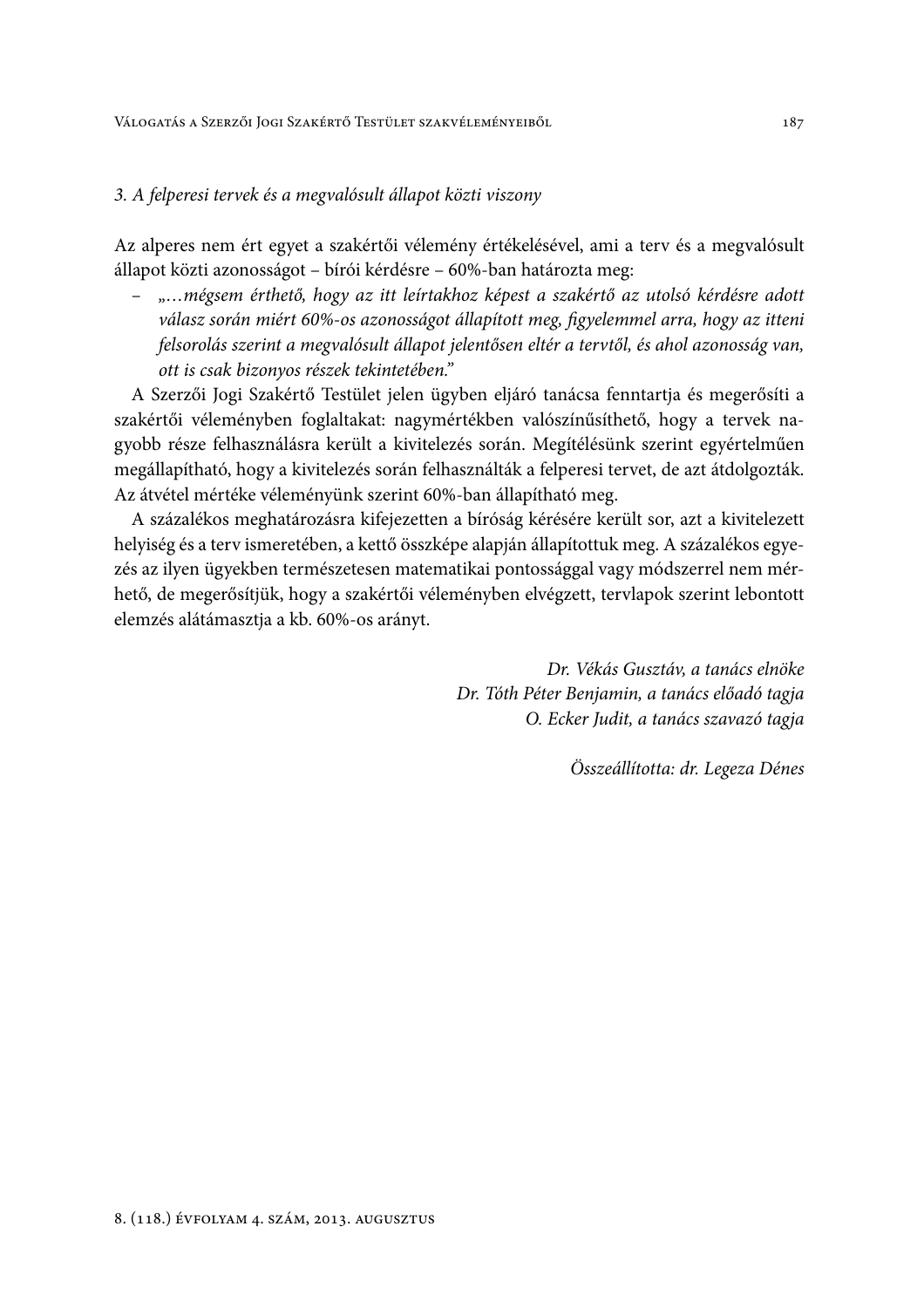*3. A felperesi tervek és a megvalósult állapot közti viszony*

Az alperes nem ért egyet a szakértői vélemény értékelésével, ami a terv és a megvalósult állapot közti azonosságot – bírói kérdésre – 60%-ban határozta meg:

- *„…mégsem érthető, hogy az itt leírtakhoz képest a szakértő az utolsó kérdésre adott válasz során miért 60%-os azonosságot állapított meg, figyelemmel arra, hogy az itteni felsorolás szerint a megvalósult állapot jelentősen eltér a tervtől, és ahol azonosság van, ott is csak bizonyos részek tekintetében."*

A Szerzői Jogi Szakértő Testület jelen ügyben eljáró tanácsa fenntartja és megerősíti a szakértői véleményben foglaltakat: nagymértékben valószínűsíthető, hogy a tervek nagyobb része felhasználásra került a kivitelezés során. Megítélésünk szerint egyértelműen megállapítható, hogy a kivitelezés során felhasználták a felperesi tervet, de azt átdolgozták. Az átvétel mértéke véleményünk szerint 60%-ban állapítható meg.

A százalékos meghatározásra kifejezetten a bíróság kérésére került sor, azt a kivitelezett helyiség és a terv ismeretében, a kettő összképe alapján állapítottuk meg. A százalékos egyezés az ilyen ügyekben természetesen matematikai pontossággal vagy módszerrel nem mérhető, de megerősítjük, hogy a szakértői véleményben elvégzett, tervlapok szerint lebontott elemzés alátámasztja a kb. 60%-os arányt.

*Dr. Vékás Gusztáv, a tanács elnöke*
*Dr. Tóth Péter Benjamin, a tanács előadó tagja*
*O. Ecker Judit, a tanács szavazó tagja*

*Összeállította: dr. Legeza Dénes*